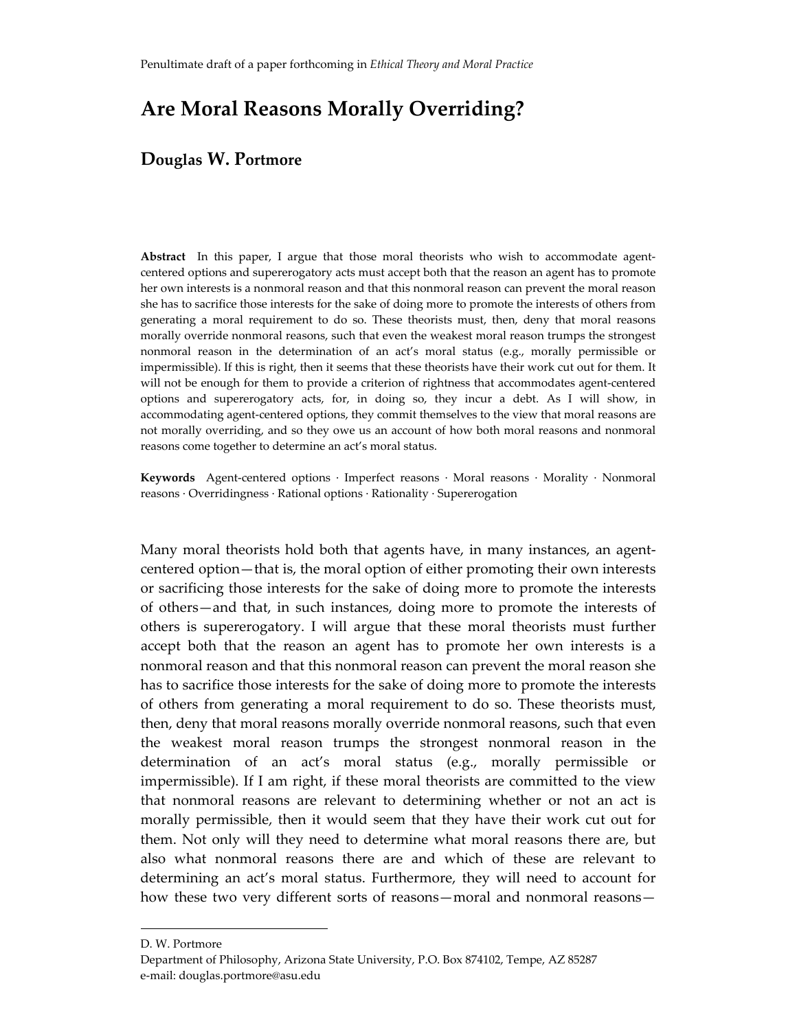Penultimate draft of a paper forthcoming in *Ethical Theory and Moral Practice*

# Are Moral Reasons Morally Overriding?

## Douglas W. Portmore

**Abstract** In this paper, I argue that those moral theorists who wish to accommodate agent-centered options and supererogatory acts must accept both that the reason an agent has to promote her own interests is a nonmoral reason and that this nonmoral reason can prevent the moral reason she has to sacrifice those interests for the sake of doing more to promote the interests of others from generating a moral requirement to do so. These theorists must, then, deny that moral reasons morally override nonmoral reasons, such that even the weakest moral reason trumps the strongest nonmoral reason in the determination of an act's moral status (e.g., morally permissible or impermissible). If this is right, then it seems that these theorists have their work cut out for them. It will not be enough for them to provide a criterion of rightness that accommodates agent-centered options and supererogatory acts, for, in doing so, they incur a debt. As I will show, in accommodating agent-centered options, they commit themselves to the view that moral reasons are not morally overriding, and so they owe us an account of how both moral reasons and nonmoral reasons come together to determine an act's moral status.

**Keywords** Agent-centered options · Imperfect reasons · Moral reasons · Morality · Nonmoral reasons · Overridingness · Rational options · Rationality · Supererogation

Many moral theorists hold both that agents have, in many instances, an agent-centered option—that is, the moral option of either promoting their own interests or sacrificing those interests for the sake of doing more to promote the interests of others—and that, in such instances, doing more to promote the interests of others is supererogatory. I will argue that these moral theorists must further accept both that the reason an agent has to promote her own interests is a nonmoral reason and that this nonmoral reason can prevent the moral reason she has to sacrifice those interests for the sake of doing more to promote the interests of others from generating a moral requirement to do so. These theorists must, then, deny that moral reasons morally override nonmoral reasons, such that even the weakest moral reason trumps the strongest nonmoral reason in the determination of an act's moral status (e.g., morally permissible or impermissible). If I am right, if these moral theorists are committed to the view that nonmoral reasons are relevant to determining whether or not an act is morally permissible, then it would seem that they have their work cut out for them. Not only will they need to determine what moral reasons there are, but also what nonmoral reasons there are and which of these are relevant to determining an act's moral status. Furthermore, they will need to account for how these two very different sorts of reasons—moral and nonmoral reasons—

---

D. W. Portmore
Department of Philosophy, Arizona State University, P.O. Box 874102, Tempe, AZ 85287
e-mail: douglas.portmore@asu.edu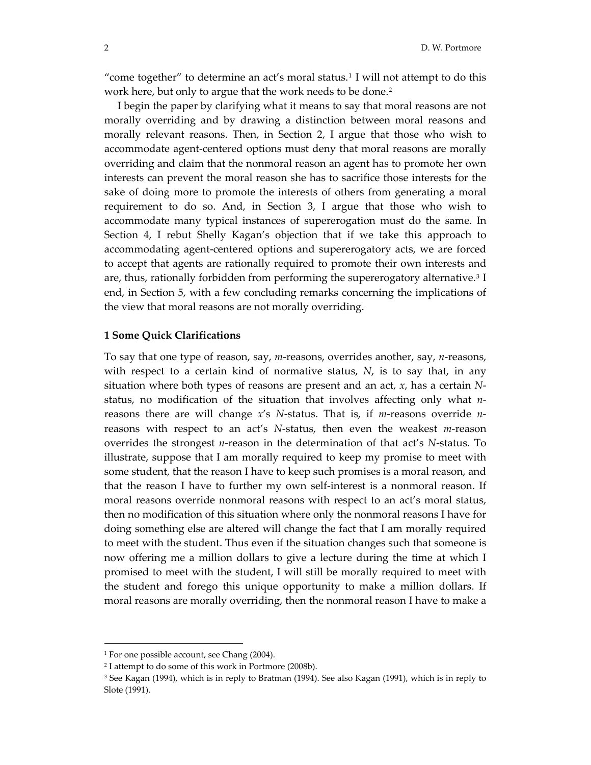"come together" to determine an act's moral status.[1] I will not attempt to do this work here, but only to argue that the work needs to be done.[2]

I begin the paper by clarifying what it means to say that moral reasons are not morally overriding and by drawing a distinction between moral reasons and morally relevant reasons. Then, in Section 2, I argue that those who wish to accommodate agent-centered options must deny that moral reasons are morally overriding and claim that the nonmoral reason an agent has to promote her own interests can prevent the moral reason she has to sacrifice those interests for the sake of doing more to promote the interests of others from generating a moral requirement to do so. And, in Section 3, I argue that those who wish to accommodate many typical instances of supererogation must do the same. In Section 4, I rebut Shelly Kagan's objection that if we take this approach to accommodating agent-centered options and supererogatory acts, we are forced to accept that agents are rationally required to promote their own interests and are, thus, rationally forbidden from performing the supererogatory alternative.[3] I end, in Section 5, with a few concluding remarks concerning the implications of the view that moral reasons are not morally overriding.

## 1 Some Quick Clarifications

To say that one type of reason, say, *m*-reasons, overrides another, say, *n*-reasons, with respect to a certain kind of normative status, *N*, is to say that, in any situation where both types of reasons are present and an act, *x*, has a certain *N*-status, no modification of the situation that involves affecting only what *n*-reasons there are will change *x*'s *N*-status. That is, if *m*-reasons override *n*-reasons with respect to an act's *N*-status, then even the weakest *m*-reason overrides the strongest *n*-reason in the determination of that act's *N*-status. To illustrate, suppose that I am morally required to keep my promise to meet with some student, that the reason I have to keep such promises is a moral reason, and that the reason I have to further my own self-interest is a nonmoral reason. If moral reasons override nonmoral reasons with respect to an act's moral status, then no modification of this situation where only the nonmoral reasons I have for doing something else are altered will change the fact that I am morally required to meet with the student. Thus even if the situation changes such that someone is now offering me a million dollars to give a lecture during the time at which I promised to meet with the student, I will still be morally required to meet with the student and forego this unique opportunity to make a million dollars. If moral reasons are morally overriding, then the nonmoral reason I have to make a

---

[1] For one possible account, see Chang (2004).

[2] I attempt to do some of this work in Portmore (2008b).

[3] See Kagan (1994), which is in reply to Bratman (1994). See also Kagan (1991), which is in reply to Slote (1991).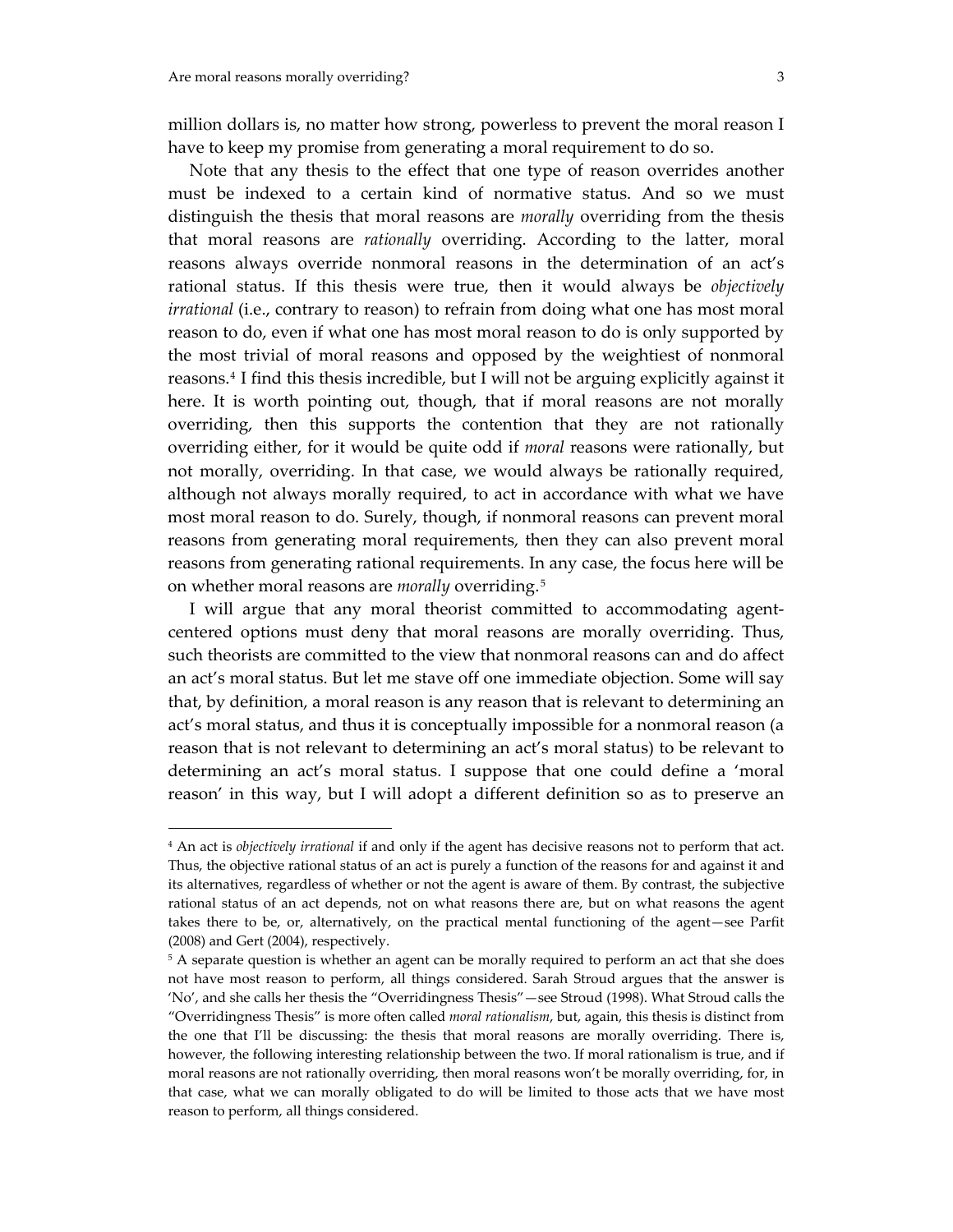million dollars is, no matter how strong, powerless to prevent the moral reason I have to keep my promise from generating a moral requirement to do so.

Note that any thesis to the effect that one type of reason overrides another must be indexed to a certain kind of normative status. And so we must distinguish the thesis that moral reasons are *morally* overriding from the thesis that moral reasons are *rationally* overriding. According to the latter, moral reasons always override nonmoral reasons in the determination of an act's rational status. If this thesis were true, then it would always be *objectively irrational* (i.e., contrary to reason) to refrain from doing what one has most moral reason to do, even if what one has most moral reason to do is only supported by the most trivial of moral reasons and opposed by the weightiest of nonmoral reasons.[4] I find this thesis incredible, but I will not be arguing explicitly against it here. It is worth pointing out, though, that if moral reasons are not morally overriding, then this supports the contention that they are not rationally overriding either, for it would be quite odd if *moral* reasons were rationally, but not morally, overriding. In that case, we would always be rationally required, although not always morally required, to act in accordance with what we have most moral reason to do. Surely, though, if nonmoral reasons can prevent moral reasons from generating moral requirements, then they can also prevent moral reasons from generating rational requirements. In any case, the focus here will be on whether moral reasons are *morally* overriding.[5]

I will argue that any moral theorist committed to accommodating agent-centered options must deny that moral reasons are morally overriding. Thus, such theorists are committed to the view that nonmoral reasons can and do affect an act's moral status. But let me stave off one immediate objection. Some will say that, by definition, a moral reason is any reason that is relevant to determining an act's moral status, and thus it is conceptually impossible for a nonmoral reason (a reason that is not relevant to determining an act's moral status) to be relevant to determining an act's moral status. I suppose that one could define a 'moral reason' in this way, but I will adopt a different definition so as to preserve an

---

[4] An act is *objectively irrational* if and only if the agent has decisive reasons not to perform that act. Thus, the objective rational status of an act is purely a function of the reasons for and against it and its alternatives, regardless of whether or not the agent is aware of them. By contrast, the subjective rational status of an act depends, not on what reasons there are, but on what reasons the agent takes there to be, or, alternatively, on the practical mental functioning of the agent—see Parfit (2008) and Gert (2004), respectively.

[5] A separate question is whether an agent can be morally required to perform an act that she does not have most reason to perform, all things considered. Sarah Stroud argues that the answer is 'No', and she calls her thesis the "Overridingness Thesis"—see Stroud (1998). What Stroud calls the "Overridingness Thesis" is more often called *moral rationalism*, but, again, this thesis is distinct from the one that I'll be discussing: the thesis that moral reasons are morally overriding. There is, however, the following interesting relationship between the two. If moral rationalism is true, and if moral reasons are not rationally overriding, then moral reasons won't be morally overriding, for, in that case, what we can morally obligated to do will be limited to those acts that we have most reason to perform, all things considered.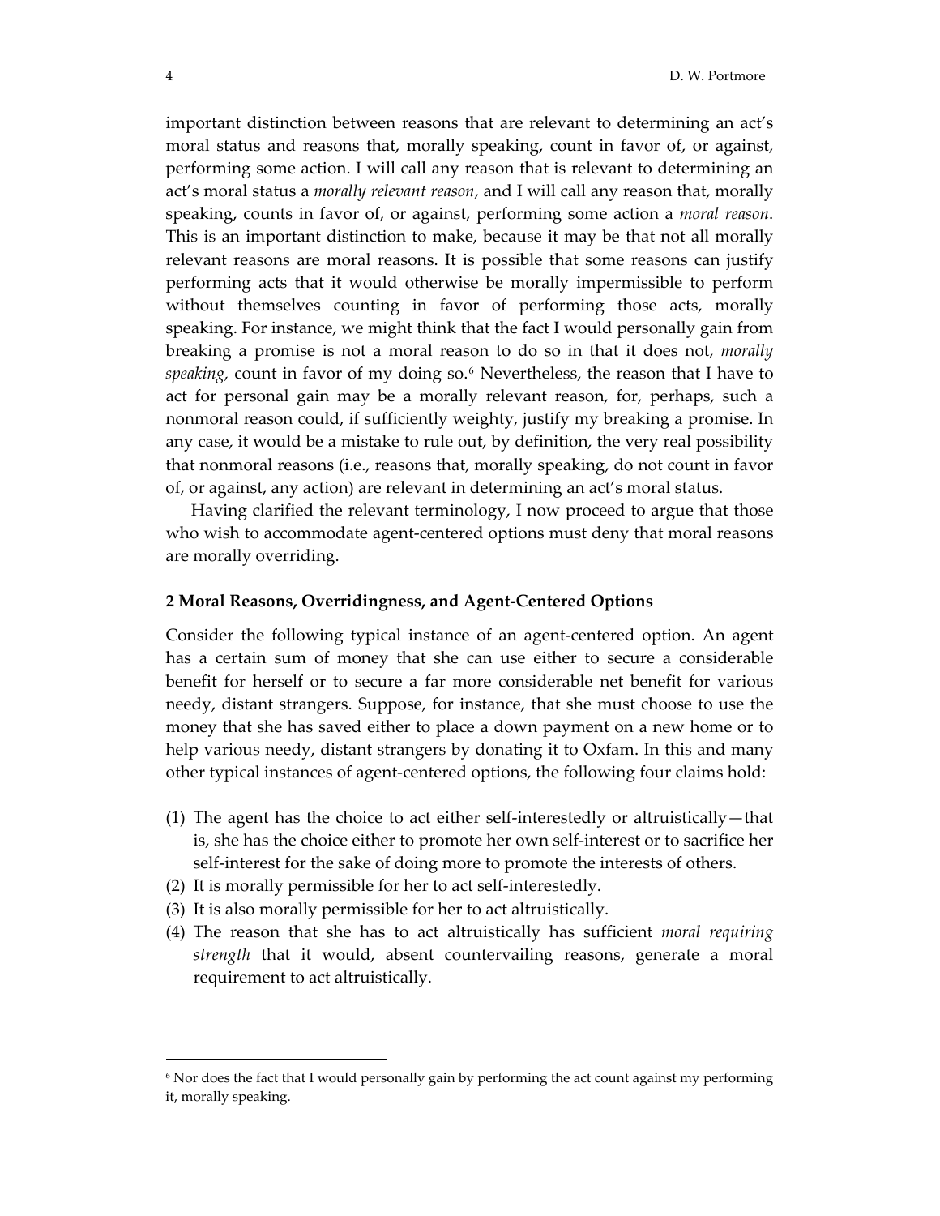important distinction between reasons that are relevant to determining an act's moral status and reasons that, morally speaking, count in favor of, or against, performing some action. I will call any reason that is relevant to determining an act's moral status a *morally relevant reason*, and I will call any reason that, morally speaking, counts in favor of, or against, performing some action a *moral reason*. This is an important distinction to make, because it may be that not all morally relevant reasons are moral reasons. It is possible that some reasons can justify performing acts that it would otherwise be morally impermissible to perform without themselves counting in favor of performing those acts, morally speaking. For instance, we might think that the fact I would personally gain from breaking a promise is not a moral reason to do so in that it does not, *morally speaking*, count in favor of my doing so.[6] Nevertheless, the reason that I have to act for personal gain may be a morally relevant reason, for, perhaps, such a nonmoral reason could, if sufficiently weighty, justify my breaking a promise. In any case, it would be a mistake to rule out, by definition, the very real possibility that nonmoral reasons (i.e., reasons that, morally speaking, do not count in favor of, or against, any action) are relevant in determining an act's moral status.

Having clarified the relevant terminology, I now proceed to argue that those who wish to accommodate agent-centered options must deny that moral reasons are morally overriding.

## 2 Moral Reasons, Overridingness, and Agent-Centered Options

Consider the following typical instance of an agent-centered option. An agent has a certain sum of money that she can use either to secure a considerable benefit for herself or to secure a far more considerable net benefit for various needy, distant strangers. Suppose, for instance, that she must choose to use the money that she has saved either to place a down payment on a new home or to help various needy, distant strangers by donating it to Oxfam. In this and many other typical instances of agent-centered options, the following four claims hold:

(1) The agent has the choice to act either self-interestedly or altruistically—that is, she has the choice either to promote her own self-interest or to sacrifice her self-interest for the sake of doing more to promote the interests of others.
(2) It is morally permissible for her to act self-interestedly.
(3) It is also morally permissible for her to act altruistically.
(4) The reason that she has to act altruistically has sufficient *moral requiring strength* that it would, absent countervailing reasons, generate a moral requirement to act altruistically.

---

[6] Nor does the fact that I would personally gain by performing the act count against my performing it, morally speaking.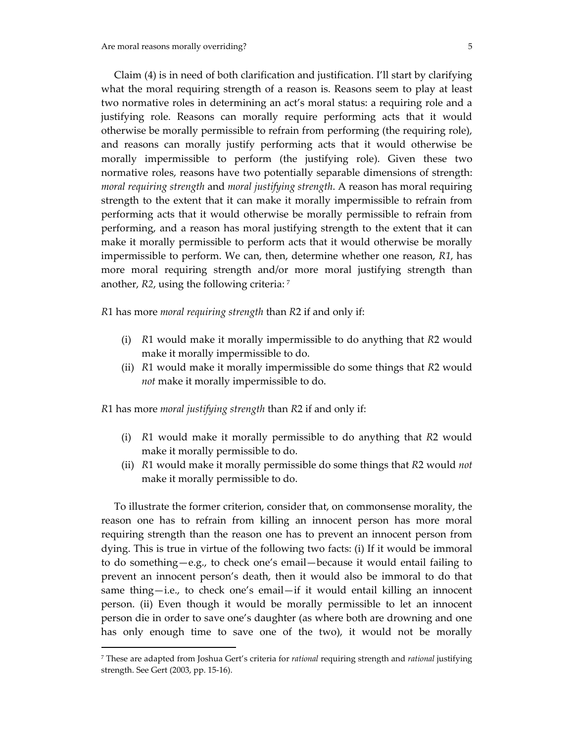Claim (4) is in need of both clarification and justification. I'll start by clarifying what the moral requiring strength of a reason is. Reasons seem to play at least two normative roles in determining an act's moral status: a requiring role and a justifying role. Reasons can morally require performing acts that it would otherwise be morally permissible to refrain from performing (the requiring role), and reasons can morally justify performing acts that it would otherwise be morally impermissible to perform (the justifying role). Given these two normative roles, reasons have two potentially separable dimensions of strength: *moral requiring strength* and *moral justifying strength*. A reason has moral requiring strength to the extent that it can make it morally impermissible to refrain from performing acts that it would otherwise be morally permissible to refrain from performing, and a reason has moral justifying strength to the extent that it can make it morally permissible to perform acts that it would otherwise be morally impermissible to perform. We can, then, determine whether one reason, *R1*, has more moral requiring strength and/or more moral justifying strength than another, *R2*, using the following criteria: [7]

*R*1 has more *moral requiring strength* than *R*2 if and only if:

(i) *R*1 would make it morally impermissible to do anything that *R*2 would make it morally impermissible to do.
(ii) *R*1 would make it morally impermissible do some things that *R*2 would *not* make it morally impermissible to do.

*R*1 has more *moral justifying strength* than *R*2 if and only if:

(i) *R*1 would make it morally permissible to do anything that *R*2 would make it morally permissible to do.
(ii) *R*1 would make it morally permissible do some things that *R*2 would *not* make it morally permissible to do.

To illustrate the former criterion, consider that, on commonsense morality, the reason one has to refrain from killing an innocent person has more moral requiring strength than the reason one has to prevent an innocent person from dying. This is true in virtue of the following two facts: (i) If it would be immoral to do something—e.g., to check one's email—because it would entail failing to prevent an innocent person's death, then it would also be immoral to do that same thing—i.e., to check one's email—if it would entail killing an innocent person. (ii) Even though it would be morally permissible to let an innocent person die in order to save one's daughter (as where both are drowning and one has only enough time to save one of the two), it would not be morally

[7] These are adapted from Joshua Gert's criteria for *rational* requiring strength and *rational* justifying strength. See Gert (2003, pp. 15-16).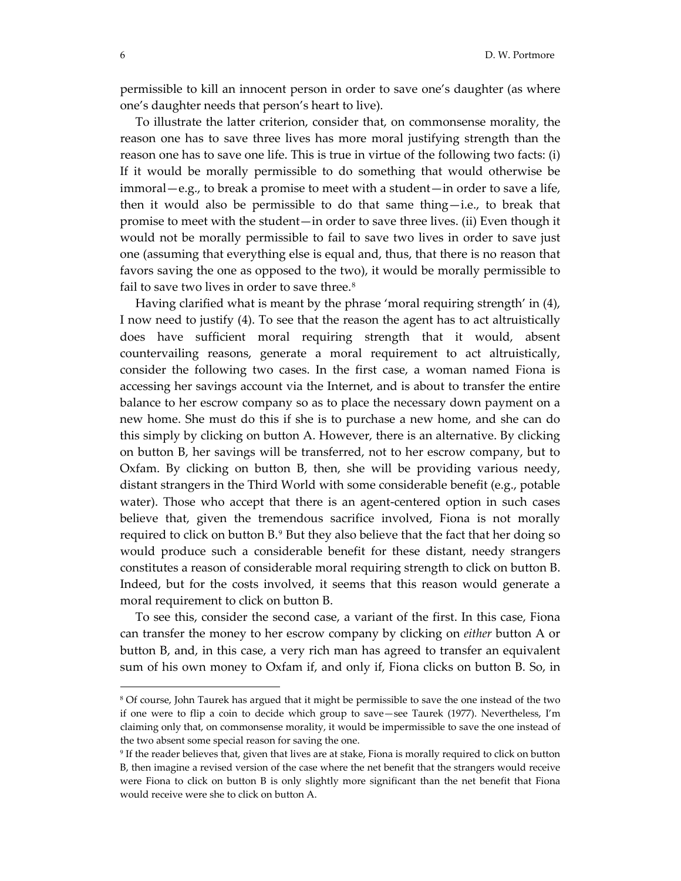permissible to kill an innocent person in order to save one's daughter (as where one's daughter needs that person's heart to live).

To illustrate the latter criterion, consider that, on commonsense morality, the reason one has to save three lives has more moral justifying strength than the reason one has to save one life. This is true in virtue of the following two facts: (i) If it would be morally permissible to do something that would otherwise be immoral—e.g., to break a promise to meet with a student—in order to save a life, then it would also be permissible to do that same thing—i.e., to break that promise to meet with the student—in order to save three lives. (ii) Even though it would not be morally permissible to fail to save two lives in order to save just one (assuming that everything else is equal and, thus, that there is no reason that favors saving the one as opposed to the two), it would be morally permissible to fail to save two lives in order to save three.[8]

Having clarified what is meant by the phrase 'moral requiring strength' in (4), I now need to justify (4). To see that the reason the agent has to act altruistically does have sufficient moral requiring strength that it would, absent countervailing reasons, generate a moral requirement to act altruistically, consider the following two cases. In the first case, a woman named Fiona is accessing her savings account via the Internet, and is about to transfer the entire balance to her escrow company so as to place the necessary down payment on a new home. She must do this if she is to purchase a new home, and she can do this simply by clicking on button A. However, there is an alternative. By clicking on button B, her savings will be transferred, not to her escrow company, but to Oxfam. By clicking on button B, then, she will be providing various needy, distant strangers in the Third World with some considerable benefit (e.g., potable water). Those who accept that there is an agent-centered option in such cases believe that, given the tremendous sacrifice involved, Fiona is not morally required to click on button B.[9] But they also believe that the fact that her doing so would produce such a considerable benefit for these distant, needy strangers constitutes a reason of considerable moral requiring strength to click on button B. Indeed, but for the costs involved, it seems that this reason would generate a moral requirement to click on button B.

To see this, consider the second case, a variant of the first. In this case, Fiona can transfer the money to her escrow company by clicking on *either* button A or button B, and, in this case, a very rich man has agreed to transfer an equivalent sum of his own money to Oxfam if, and only if, Fiona clicks on button B. So, in

---

[8] Of course, John Taurek has argued that it might be permissible to save the one instead of the two if one were to flip a coin to decide which group to save—see Taurek (1977). Nevertheless, I'm claiming only that, on commonsense morality, it would be impermissible to save the one instead of the two absent some special reason for saving the one.

[9] If the reader believes that, given that lives are at stake, Fiona is morally required to click on button B, then imagine a revised version of the case where the net benefit that the strangers would receive were Fiona to click on button B is only slightly more significant than the net benefit that Fiona would receive were she to click on button A.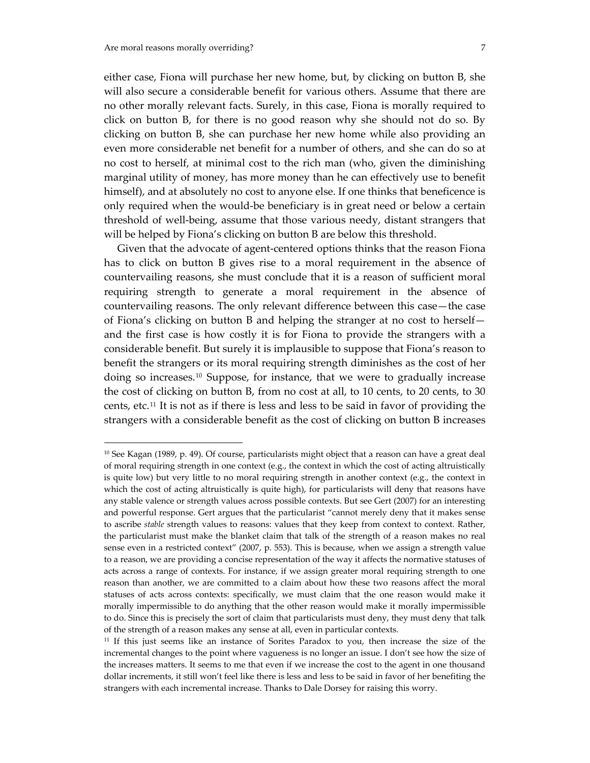either case, Fiona will purchase her new home, but, by clicking on button B, she will also secure a considerable benefit for various others. Assume that there are no other morally relevant facts. Surely, in this case, Fiona is morally required to click on button B, for there is no good reason why she should not do so. By clicking on button B, she can purchase her new home while also providing an even more considerable net benefit for a number of others, and she can do so at no cost to herself, at minimal cost to the rich man (who, given the diminishing marginal utility of money, has more money than he can effectively use to benefit himself), and at absolutely no cost to anyone else. If one thinks that beneficence is only required when the would-be beneficiary is in great need or below a certain threshold of well-being, assume that those various needy, distant strangers that will be helped by Fiona's clicking on button B are below this threshold.

Given that the advocate of agent-centered options thinks that the reason Fiona has to click on button B gives rise to a moral requirement in the absence of countervailing reasons, she must conclude that it is a reason of sufficient moral requiring strength to generate a moral requirement in the absence of countervailing reasons. The only relevant difference between this case—the case of Fiona's clicking on button B and helping the stranger at no cost to herself—and the first case is how costly it is for Fiona to provide the strangers with a considerable benefit. But surely it is implausible to suppose that Fiona's reason to benefit the strangers or its moral requiring strength diminishes as the cost of her doing so increases.[10] Suppose, for instance, that we were to gradually increase the cost of clicking on button B, from no cost at all, to 10 cents, to 20 cents, to 30 cents, etc.[11] It is not as if there is less and less to be said in favor of providing the strangers with a considerable benefit as the cost of clicking on button B increases

---

[10] See Kagan (1989, p. 49). Of course, particularists might object that a reason can have a great deal of moral requiring strength in one context (e.g., the context in which the cost of acting altruistically is quite low) but very little to no moral requiring strength in another context (e.g., the context in which the cost of acting altruistically is quite high), for particularists will deny that reasons have any stable valence or strength values across possible contexts. But see Gert (2007) for an interesting and powerful response. Gert argues that the particularist "cannot merely deny that it makes sense to ascribe *stable* strength values to reasons: values that they keep from context to context. Rather, the particularist must make the blanket claim that talk of the strength of a reason makes no real sense even in a restricted context" (2007, p. 553). This is because, when we assign a strength value to a reason, we are providing a concise representation of the way it affects the normative statuses of acts across a range of contexts. For instance, if we assign greater moral requiring strength to one reason than another, we are committed to a claim about how these two reasons affect the moral statuses of acts across contexts: specifically, we must claim that the one reason would make it morally impermissible to do anything that the other reason would make it morally impermissible to do. Since this is precisely the sort of claim that particularists must deny, they must deny that talk of the strength of a reason makes any sense at all, even in particular contexts.

[11] If this just seems like an instance of Sorites Paradox to you, then increase the size of the incremental changes to the point where vagueness is no longer an issue. I don't see how the size of the increases matters. It seems to me that even if we increase the cost to the agent in one thousand dollar increments, it still won't feel like there is less and less to be said in favor of her benefiting the strangers with each incremental increase. Thanks to Dale Dorsey for raising this worry.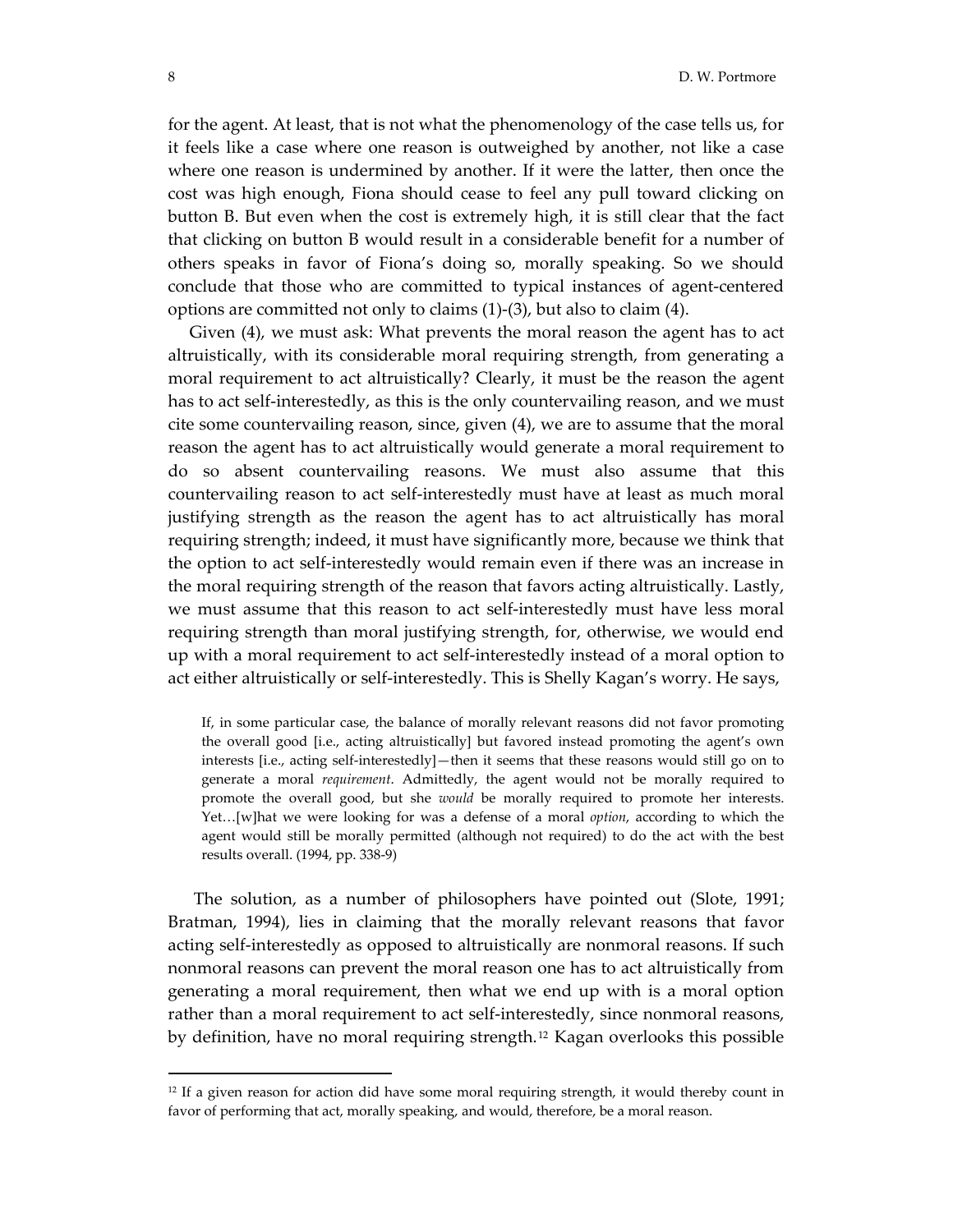for the agent. At least, that is not what the phenomenology of the case tells us, for it feels like a case where one reason is outweighed by another, not like a case where one reason is undermined by another. If it were the latter, then once the cost was high enough, Fiona should cease to feel any pull toward clicking on button B. But even when the cost is extremely high, it is still clear that the fact that clicking on button B would result in a considerable benefit for a number of others speaks in favor of Fiona's doing so, morally speaking. So we should conclude that those who are committed to typical instances of agent-centered options are committed not only to claims (1)-(3), but also to claim (4).

Given (4), we must ask: What prevents the moral reason the agent has to act altruistically, with its considerable moral requiring strength, from generating a moral requirement to act altruistically? Clearly, it must be the reason the agent has to act self-interestedly, as this is the only countervailing reason, and we must cite some countervailing reason, since, given (4), we are to assume that the moral reason the agent has to act altruistically would generate a moral requirement to do so absent countervailing reasons. We must also assume that this countervailing reason to act self-interestedly must have at least as much moral justifying strength as the reason the agent has to act altruistically has moral requiring strength; indeed, it must have significantly more, because we think that the option to act self-interestedly would remain even if there was an increase in the moral requiring strength of the reason that favors acting altruistically. Lastly, we must assume that this reason to act self-interestedly must have less moral requiring strength than moral justifying strength, for, otherwise, we would end up with a moral requirement to act self-interestedly instead of a moral option to act either altruistically or self-interestedly. This is Shelly Kagan's worry. He says,

> If, in some particular case, the balance of morally relevant reasons did not favor promoting the overall good [i.e., acting altruistically] but favored instead promoting the agent's own interests [i.e., acting self-interestedly]—then it seems that these reasons would still go on to generate a moral *requirement*. Admittedly, the agent would not be morally required to promote the overall good, but she *would* be morally required to promote her interests. Yet…[w]hat we were looking for was a defense of a moral *option*, according to which the agent would still be morally permitted (although not required) to do the act with the best results overall. (1994, pp. 338-9)

The solution, as a number of philosophers have pointed out (Slote, 1991; Bratman, 1994), lies in claiming that the morally relevant reasons that favor acting self-interestedly as opposed to altruistically are nonmoral reasons. If such nonmoral reasons can prevent the moral reason one has to act altruistically from generating a moral requirement, then what we end up with is a moral option rather than a moral requirement to act self-interestedly, since nonmoral reasons, by definition, have no moral requiring strength.[12] Kagan overlooks this possible

[12] If a given reason for action did have some moral requiring strength, it would thereby count in favor of performing that act, morally speaking, and would, therefore, be a moral reason.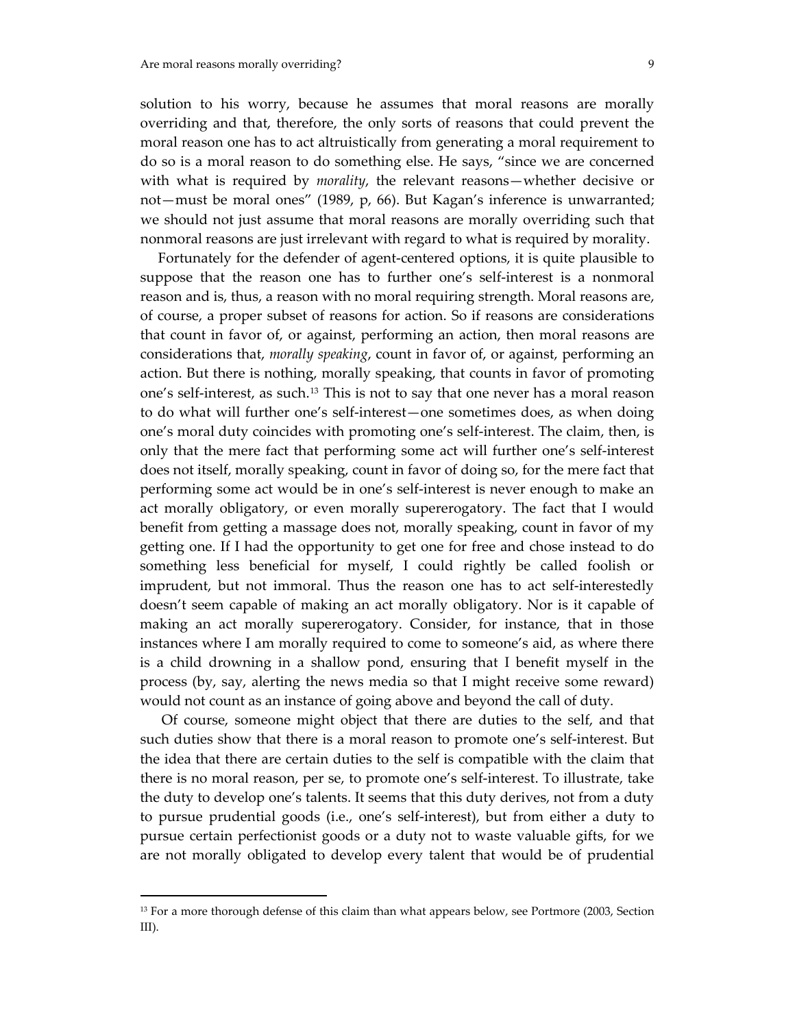solution to his worry, because he assumes that moral reasons are morally overriding and that, therefore, the only sorts of reasons that could prevent the moral reason one has to act altruistically from generating a moral requirement to do so is a moral reason to do something else. He says, "since we are concerned with what is required by *morality*, the relevant reasons—whether decisive or not—must be moral ones" (1989, p, 66). But Kagan's inference is unwarranted; we should not just assume that moral reasons are morally overriding such that nonmoral reasons are just irrelevant with regard to what is required by morality.

Fortunately for the defender of agent-centered options, it is quite plausible to suppose that the reason one has to further one's self-interest is a nonmoral reason and is, thus, a reason with no moral requiring strength. Moral reasons are, of course, a proper subset of reasons for action. So if reasons are considerations that count in favor of, or against, performing an action, then moral reasons are considerations that, *morally speaking*, count in favor of, or against, performing an action. But there is nothing, morally speaking, that counts in favor of promoting one's self-interest, as such.[13] This is not to say that one never has a moral reason to do what will further one's self-interest—one sometimes does, as when doing one's moral duty coincides with promoting one's self-interest. The claim, then, is only that the mere fact that performing some act will further one's self-interest does not itself, morally speaking, count in favor of doing so, for the mere fact that performing some act would be in one's self-interest is never enough to make an act morally obligatory, or even morally supererogatory. The fact that I would benefit from getting a massage does not, morally speaking, count in favor of my getting one. If I had the opportunity to get one for free and chose instead to do something less beneficial for myself, I could rightly be called foolish or imprudent, but not immoral. Thus the reason one has to act self-interestedly doesn't seem capable of making an act morally obligatory. Nor is it capable of making an act morally supererogatory. Consider, for instance, that in those instances where I am morally required to come to someone's aid, as where there is a child drowning in a shallow pond, ensuring that I benefit myself in the process (by, say, alerting the news media so that I might receive some reward) would not count as an instance of going above and beyond the call of duty.

Of course, someone might object that there are duties to the self, and that such duties show that there is a moral reason to promote one's self-interest. But the idea that there are certain duties to the self is compatible with the claim that there is no moral reason, per se, to promote one's self-interest. To illustrate, take the duty to develop one's talents. It seems that this duty derives, not from a duty to pursue prudential goods (i.e., one's self-interest), but from either a duty to pursue certain perfectionist goods or a duty not to waste valuable gifts, for we are not morally obligated to develop every talent that would be of prudential

---

[13] For a more thorough defense of this claim than what appears below, see Portmore (2003, Section III).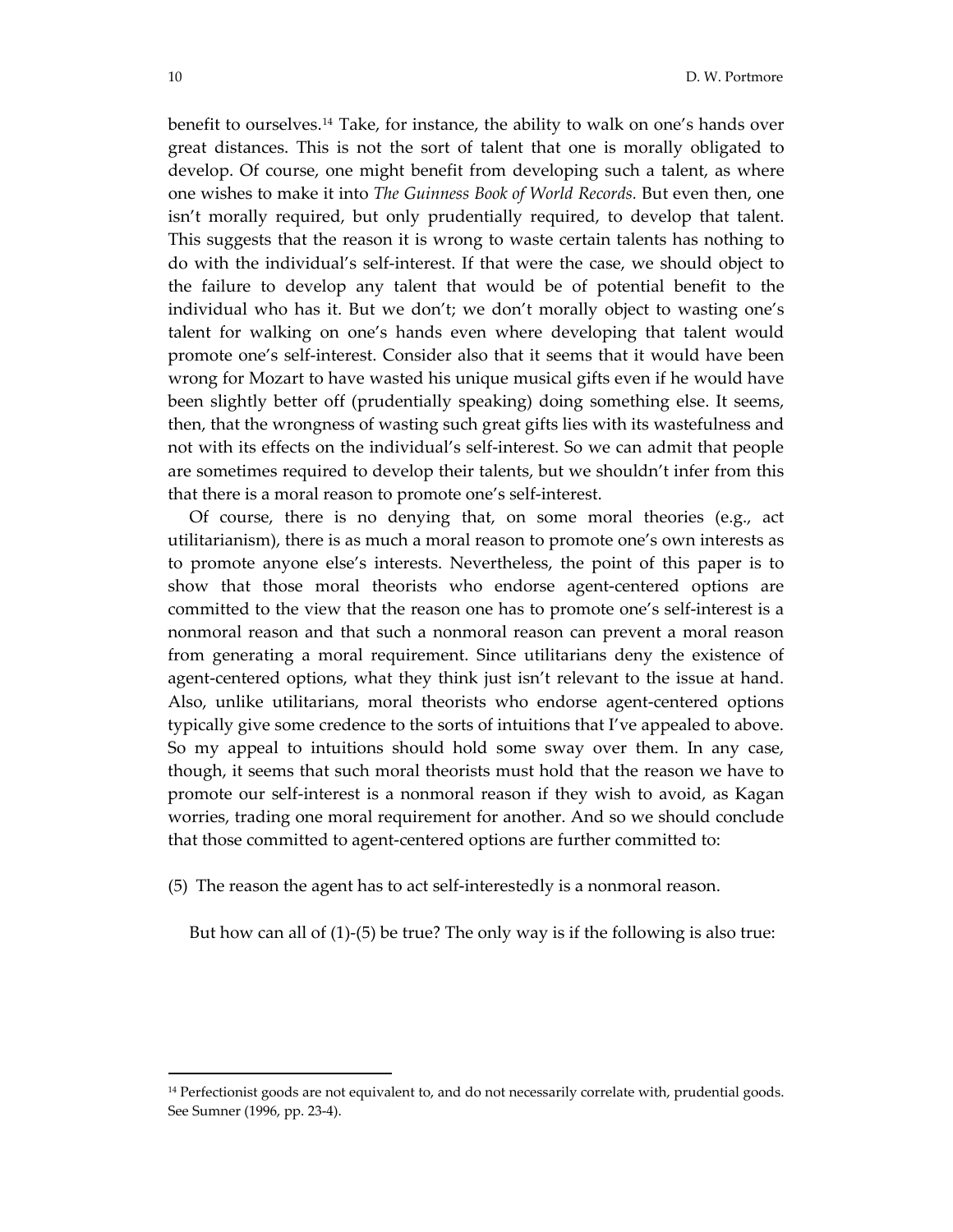benefit to ourselves.[14] Take, for instance, the ability to walk on one's hands over great distances. This is not the sort of talent that one is morally obligated to develop. Of course, one might benefit from developing such a talent, as where one wishes to make it into *The Guinness Book of World Records*. But even then, one isn't morally required, but only prudentially required, to develop that talent. This suggests that the reason it is wrong to waste certain talents has nothing to do with the individual's self-interest. If that were the case, we should object to the failure to develop any talent that would be of potential benefit to the individual who has it. But we don't; we don't morally object to wasting one's talent for walking on one's hands even where developing that talent would promote one's self-interest. Consider also that it seems that it would have been wrong for Mozart to have wasted his unique musical gifts even if he would have been slightly better off (prudentially speaking) doing something else. It seems, then, that the wrongness of wasting such great gifts lies with its wastefulness and not with its effects on the individual's self-interest. So we can admit that people are sometimes required to develop their talents, but we shouldn't infer from this that there is a moral reason to promote one's self-interest.

Of course, there is no denying that, on some moral theories (e.g., act utilitarianism), there is as much a moral reason to promote one's own interests as to promote anyone else's interests. Nevertheless, the point of this paper is to show that those moral theorists who endorse agent-centered options are committed to the view that the reason one has to promote one's self-interest is a nonmoral reason and that such a nonmoral reason can prevent a moral reason from generating a moral requirement. Since utilitarians deny the existence of agent-centered options, what they think just isn't relevant to the issue at hand. Also, unlike utilitarians, moral theorists who endorse agent-centered options typically give some credence to the sorts of intuitions that I've appealed to above. So my appeal to intuitions should hold some sway over them. In any case, though, it seems that such moral theorists must hold that the reason we have to promote our self-interest is a nonmoral reason if they wish to avoid, as Kagan worries, trading one moral requirement for another. And so we should conclude that those committed to agent-centered options are further committed to:

(5) The reason the agent has to act self-interestedly is a nonmoral reason.

But how can all of (1)-(5) be true? The only way is if the following is also true:

---

[14] Perfectionist goods are not equivalent to, and do not necessarily correlate with, prudential goods. See Sumner (1996, pp. 23-4).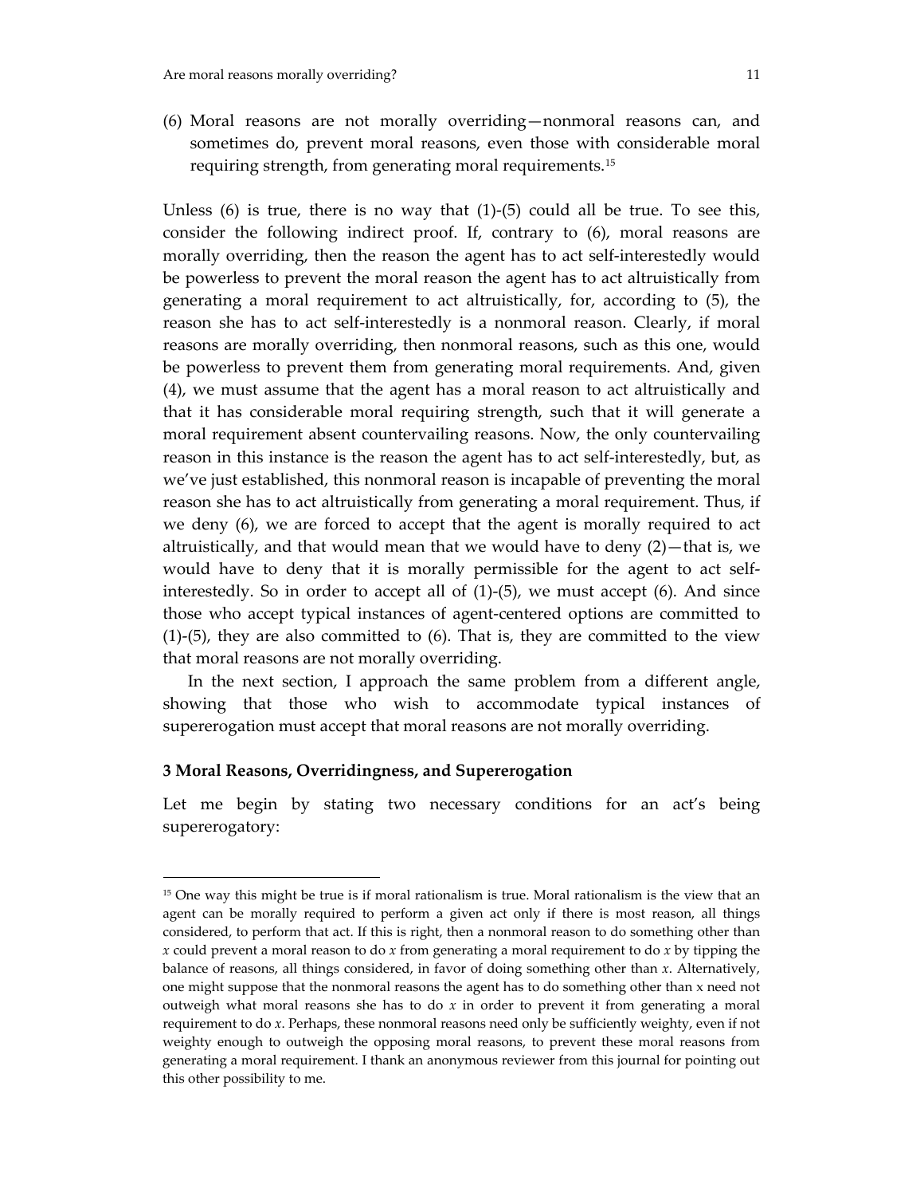(6) Moral reasons are not morally overriding—nonmoral reasons can, and sometimes do, prevent moral reasons, even those with considerable moral requiring strength, from generating moral requirements.[15]

Unless (6) is true, there is no way that (1)-(5) could all be true. To see this, consider the following indirect proof. If, contrary to (6), moral reasons are morally overriding, then the reason the agent has to act self-interestedly would be powerless to prevent the moral reason the agent has to act altruistically from generating a moral requirement to act altruistically, for, according to (5), the reason she has to act self-interestedly is a nonmoral reason. Clearly, if moral reasons are morally overriding, then nonmoral reasons, such as this one, would be powerless to prevent them from generating moral requirements. And, given (4), we must assume that the agent has a moral reason to act altruistically and that it has considerable moral requiring strength, such that it will generate a moral requirement absent countervailing reasons. Now, the only countervailing reason in this instance is the reason the agent has to act self-interestedly, but, as we've just established, this nonmoral reason is incapable of preventing the moral reason she has to act altruistically from generating a moral requirement. Thus, if we deny (6), we are forced to accept that the agent is morally required to act altruistically, and that would mean that we would have to deny (2)—that is, we would have to deny that it is morally permissible for the agent to act self-interestedly. So in order to accept all of (1)-(5), we must accept (6). And since those who accept typical instances of agent-centered options are committed to (1)-(5), they are also committed to (6). That is, they are committed to the view that moral reasons are not morally overriding.

In the next section, I approach the same problem from a different angle, showing that those who wish to accommodate typical instances of supererogation must accept that moral reasons are not morally overriding.

## 3 Moral Reasons, Overridingness, and Supererogation

Let me begin by stating two necessary conditions for an act's being supererogatory:

---

[15] One way this might be true is if moral rationalism is true. Moral rationalism is the view that an agent can be morally required to perform a given act only if there is most reason, all things considered, to perform that act. If this is right, then a nonmoral reason to do something other than *x* could prevent a moral reason to do *x* from generating a moral requirement to do *x* by tipping the balance of reasons, all things considered, in favor of doing something other than *x*. Alternatively, one might suppose that the nonmoral reasons the agent has to do something other than x need not outweigh what moral reasons she has to do *x* in order to prevent it from generating a moral requirement to do *x*. Perhaps, these nonmoral reasons need only be sufficiently weighty, even if not weighty enough to outweigh the opposing moral reasons, to prevent these moral reasons from generating a moral requirement. I thank an anonymous reviewer from this journal for pointing out this other possibility to me.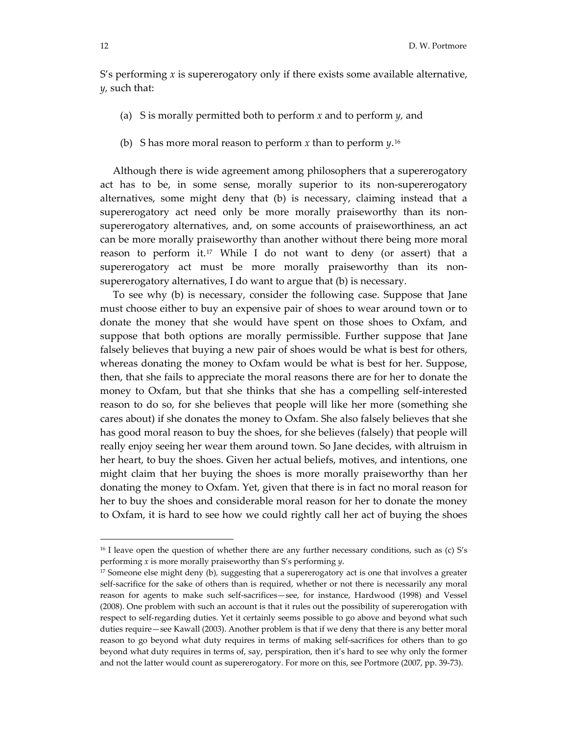S's performing *x* is supererogatory only if there exists some available alternative, *y*, such that:

(a) S is morally permitted both to perform *x* and to perform *y*, and

(b) S has more moral reason to perform *x* than to perform *y*.[16]

Although there is wide agreement among philosophers that a supererogatory act has to be, in some sense, morally superior to its non-supererogatory alternatives, some might deny that (b) is necessary, claiming instead that a supererogatory act need only be more morally praiseworthy than its non-supererogatory alternatives, and, on some accounts of praiseworthiness, an act can be more morally praiseworthy than another without there being more moral reason to perform it.[17] While I do not want to deny (or assert) that a supererogatory act must be more morally praiseworthy than its non-supererogatory alternatives, I do want to argue that (b) is necessary.

To see why (b) is necessary, consider the following case. Suppose that Jane must choose either to buy an expensive pair of shoes to wear around town or to donate the money that she would have spent on those shoes to Oxfam, and suppose that both options are morally permissible. Further suppose that Jane falsely believes that buying a new pair of shoes would be what is best for others, whereas donating the money to Oxfam would be what is best for her. Suppose, then, that she fails to appreciate the moral reasons there are for her to donate the money to Oxfam, but that she thinks that she has a compelling self-interested reason to do so, for she believes that people will like her more (something she cares about) if she donates the money to Oxfam. She also falsely believes that she has good moral reason to buy the shoes, for she believes (falsely) that people will really enjoy seeing her wear them around town. So Jane decides, with altruism in her heart, to buy the shoes. Given her actual beliefs, motives, and intentions, one might claim that her buying the shoes is more morally praiseworthy than her donating the money to Oxfam. Yet, given that there is in fact no moral reason for her to buy the shoes and considerable moral reason for her to donate the money to Oxfam, it is hard to see how we could rightly call her act of buying the shoes

---

[16] I leave open the question of whether there are any further necessary conditions, such as (c) S's performing *x* is more morally praiseworthy than S's performing *y*.

[17] Someone else might deny (b), suggesting that a supererogatory act is one that involves a greater self-sacrifice for the sake of others than is required, whether or not there is necessarily any moral reason for agents to make such self-sacrifices—see, for instance, Hardwood (1998) and Vessel (2008). One problem with such an account is that it rules out the possibility of supererogation with respect to self-regarding duties. Yet it certainly seems possible to go above and beyond what such duties require—see Kawall (2003). Another problem is that if we deny that there is any better moral reason to go beyond what duty requires in terms of making self-sacrifices for others than to go beyond what duty requires in terms of, say, perspiration, then it's hard to see why only the former and not the latter would count as supererogatory. For more on this, see Portmore (2007, pp. 39-73).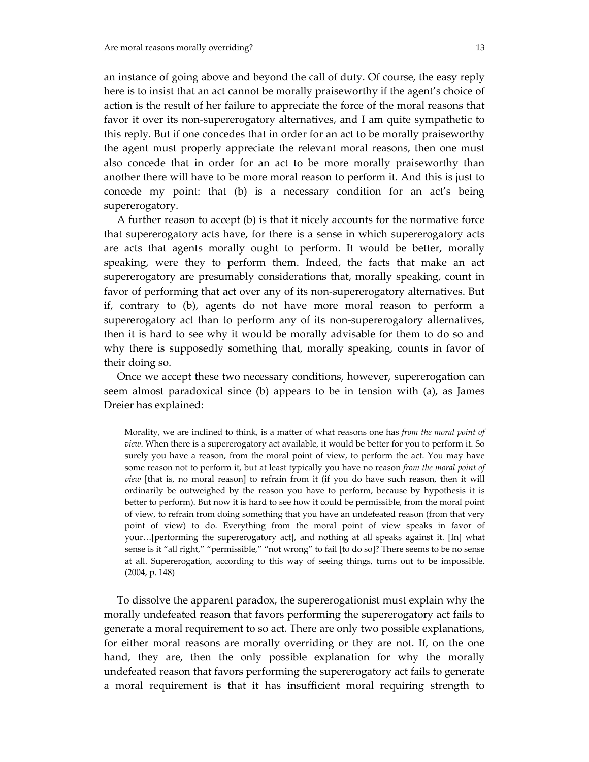an instance of going above and beyond the call of duty. Of course, the easy reply here is to insist that an act cannot be morally praiseworthy if the agent's choice of action is the result of her failure to appreciate the force of the moral reasons that favor it over its non-supererogatory alternatives, and I am quite sympathetic to this reply. But if one concedes that in order for an act to be morally praiseworthy the agent must properly appreciate the relevant moral reasons, then one must also concede that in order for an act to be more morally praiseworthy than another there will have to be more moral reason to perform it. And this is just to concede my point: that (b) is a necessary condition for an act's being supererogatory.

A further reason to accept (b) is that it nicely accounts for the normative force that supererogatory acts have, for there is a sense in which supererogatory acts are acts that agents morally ought to perform. It would be better, morally speaking, were they to perform them. Indeed, the facts that make an act supererogatory are presumably considerations that, morally speaking, count in favor of performing that act over any of its non-supererogatory alternatives. But if, contrary to (b), agents do not have more moral reason to perform a supererogatory act than to perform any of its non-supererogatory alternatives, then it is hard to see why it would be morally advisable for them to do so and why there is supposedly something that, morally speaking, counts in favor of their doing so.

Once we accept these two necessary conditions, however, supererogation can seem almost paradoxical since (b) appears to be in tension with (a), as James Dreier has explained:

> Morality, we are inclined to think, is a matter of what reasons one has *from the moral point of view*. When there is a supererogatory act available, it would be better for you to perform it. So surely you have a reason, from the moral point of view, to perform the act. You may have some reason not to perform it, but at least typically you have no reason *from the moral point of view* [that is, no moral reason] to refrain from it (if you do have such reason, then it will ordinarily be outweighed by the reason you have to perform, because by hypothesis it is better to perform). But now it is hard to see how it could be permissible, from the moral point of view, to refrain from doing something that you have an undefeated reason (from that very point of view) to do. Everything from the moral point of view speaks in favor of your…[performing the supererogatory act], and nothing at all speaks against it. [In] what sense is it "all right," "permissible," "not wrong" to fail [to do so]? There seems to be no sense at all. Supererogation, according to this way of seeing things, turns out to be impossible. (2004, p. 148)

To dissolve the apparent paradox, the supererogationist must explain why the morally undefeated reason that favors performing the supererogatory act fails to generate a moral requirement to so act. There are only two possible explanations, for either moral reasons are morally overriding or they are not. If, on the one hand, they are, then the only possible explanation for why the morally undefeated reason that favors performing the supererogatory act fails to generate a moral requirement is that it has insufficient moral requiring strength to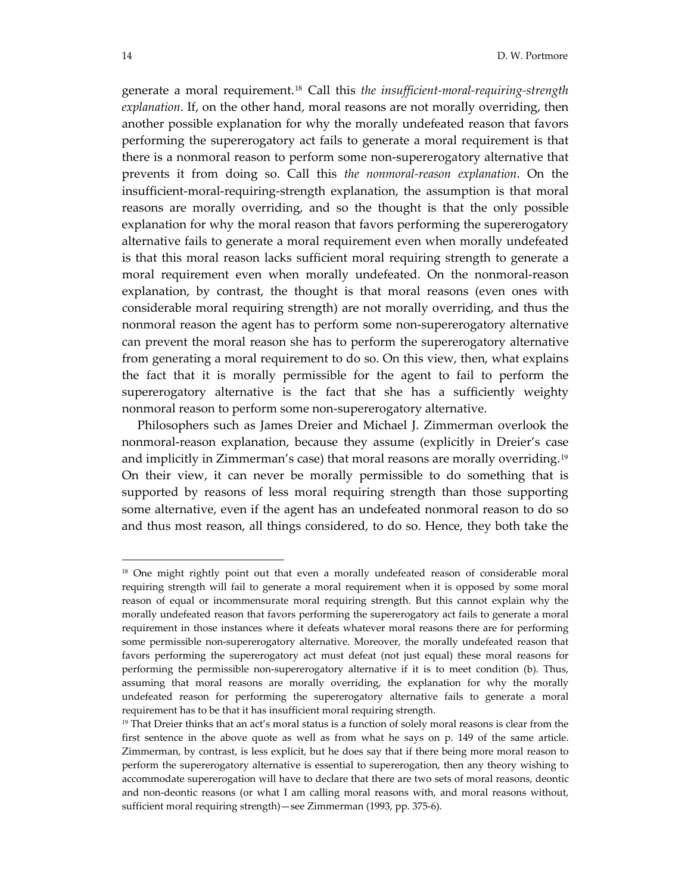generate a moral requirement.[18] Call this *the insufficient-moral-requiring-strength explanation*. If, on the other hand, moral reasons are not morally overriding, then another possible explanation for why the morally undefeated reason that favors performing the supererogatory act fails to generate a moral requirement is that there is a nonmoral reason to perform some non-supererogatory alternative that prevents it from doing so. Call this *the nonmoral-reason explanation*. On the insufficient-moral-requiring-strength explanation, the assumption is that moral reasons are morally overriding, and so the thought is that the only possible explanation for why the moral reason that favors performing the supererogatory alternative fails to generate a moral requirement even when morally undefeated is that this moral reason lacks sufficient moral requiring strength to generate a moral requirement even when morally undefeated. On the nonmoral-reason explanation, by contrast, the thought is that moral reasons (even ones with considerable moral requiring strength) are not morally overriding, and thus the nonmoral reason the agent has to perform some non-supererogatory alternative can prevent the moral reason she has to perform the supererogatory alternative from generating a moral requirement to do so. On this view, then, what explains the fact that it is morally permissible for the agent to fail to perform the supererogatory alternative is the fact that she has a sufficiently weighty nonmoral reason to perform some non-supererogatory alternative.

Philosophers such as James Dreier and Michael J. Zimmerman overlook the nonmoral-reason explanation, because they assume (explicitly in Dreier's case and implicitly in Zimmerman's case) that moral reasons are morally overriding.[19] On their view, it can never be morally permissible to do something that is supported by reasons of less moral requiring strength than those supporting some alternative, even if the agent has an undefeated nonmoral reason to do so and thus most reason, all things considered, to do so. Hence, they both take the

---

[18] One might rightly point out that even a morally undefeated reason of considerable moral requiring strength will fail to generate a moral requirement when it is opposed by some moral reason of equal or incommensurate moral requiring strength. But this cannot explain why the morally undefeated reason that favors performing the supererogatory act fails to generate a moral requirement in those instances where it defeats whatever moral reasons there are for performing some permissible non-supererogatory alternative. Moreover, the morally undefeated reason that favors performing the supererogatory act must defeat (not just equal) these moral reasons for performing the permissible non-supererogatory alternative if it is to meet condition (b). Thus, assuming that moral reasons are morally overriding, the explanation for why the morally undefeated reason for performing the supererogatory alternative fails to generate a moral requirement has to be that it has insufficient moral requiring strength.

[19] That Dreier thinks that an act's moral status is a function of solely moral reasons is clear from the first sentence in the above quote as well as from what he says on p. 149 of the same article. Zimmerman, by contrast, is less explicit, but he does say that if there being more moral reason to perform the supererogatory alternative is essential to supererogation, then any theory wishing to accommodate supererogation will have to declare that there are two sets of moral reasons, deontic and non-deontic reasons (or what I am calling moral reasons with, and moral reasons without, sufficient moral requiring strength)—see Zimmerman (1993, pp. 375-6).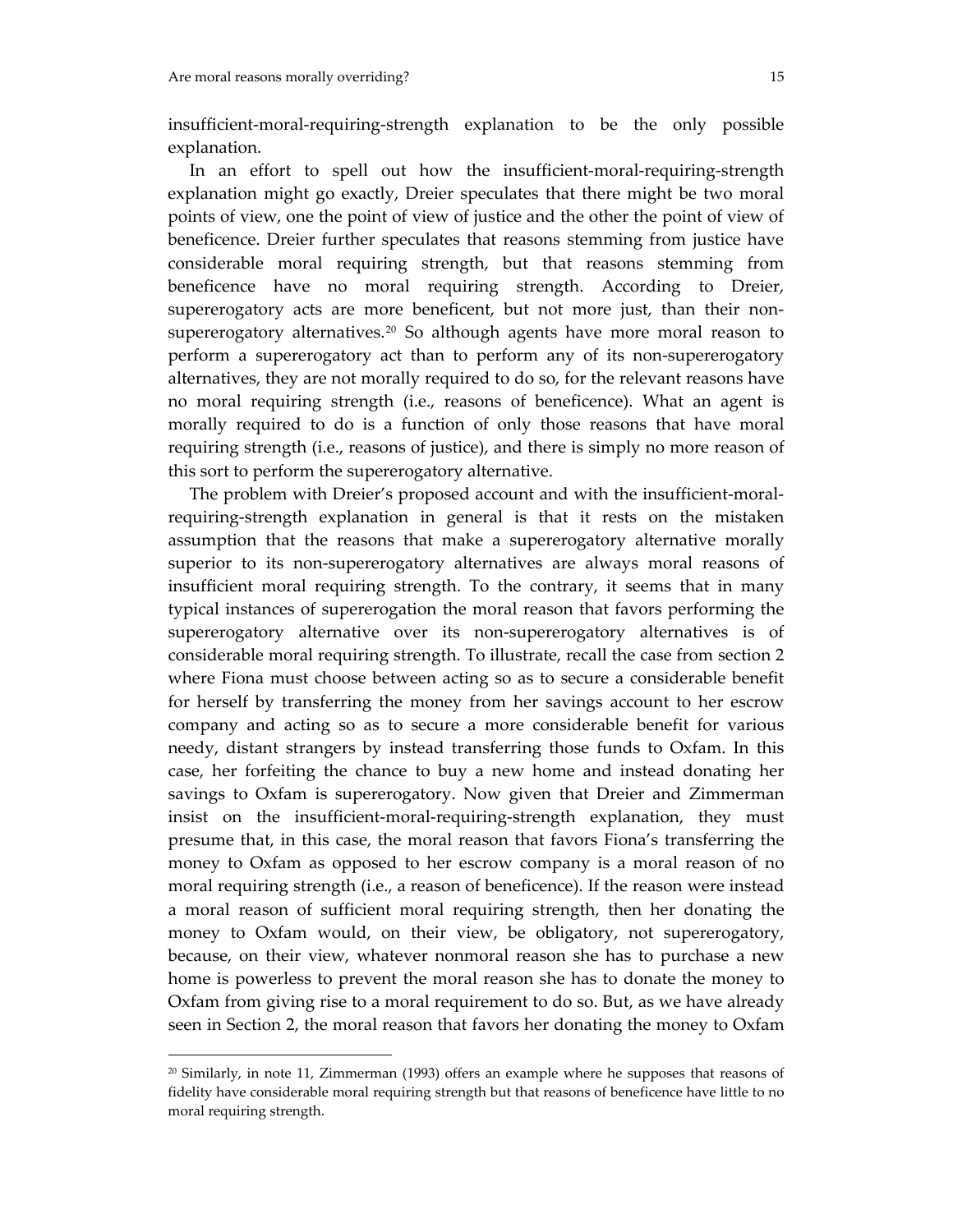insufficient-moral-requiring-strength explanation to be the only possible explanation.

In an effort to spell out how the insufficient-moral-requiring-strength explanation might go exactly, Dreier speculates that there might be two moral points of view, one the point of view of justice and the other the point of view of beneficence. Dreier further speculates that reasons stemming from justice have considerable moral requiring strength, but that reasons stemming from beneficence have no moral requiring strength. According to Dreier, supererogatory acts are more beneficent, but not more just, than their non-supererogatory alternatives.[20] So although agents have more moral reason to perform a supererogatory act than to perform any of its non-supererogatory alternatives, they are not morally required to do so, for the relevant reasons have no moral requiring strength (i.e., reasons of beneficence). What an agent is morally required to do is a function of only those reasons that have moral requiring strength (i.e., reasons of justice), and there is simply no more reason of this sort to perform the supererogatory alternative.

The problem with Dreier's proposed account and with the insufficient-moral-requiring-strength explanation in general is that it rests on the mistaken assumption that the reasons that make a supererogatory alternative morally superior to its non-supererogatory alternatives are always moral reasons of insufficient moral requiring strength. To the contrary, it seems that in many typical instances of supererogation the moral reason that favors performing the supererogatory alternative over its non-supererogatory alternatives is of considerable moral requiring strength. To illustrate, recall the case from section 2 where Fiona must choose between acting so as to secure a considerable benefit for herself by transferring the money from her savings account to her escrow company and acting so as to secure a more considerable benefit for various needy, distant strangers by instead transferring those funds to Oxfam. In this case, her forfeiting the chance to buy a new home and instead donating her savings to Oxfam is supererogatory. Now given that Dreier and Zimmerman insist on the insufficient-moral-requiring-strength explanation, they must presume that, in this case, the moral reason that favors Fiona's transferring the money to Oxfam as opposed to her escrow company is a moral reason of no moral requiring strength (i.e., a reason of beneficence). If the reason were instead a moral reason of sufficient moral requiring strength, then her donating the money to Oxfam would, on their view, be obligatory, not supererogatory, because, on their view, whatever nonmoral reason she has to purchase a new home is powerless to prevent the moral reason she has to donate the money to Oxfam from giving rise to a moral requirement to do so. But, as we have already seen in Section 2, the moral reason that favors her donating the money to Oxfam

[20] Similarly, in note 11, Zimmerman (1993) offers an example where he supposes that reasons of fidelity have considerable moral requiring strength but that reasons of beneficence have little to no moral requiring strength.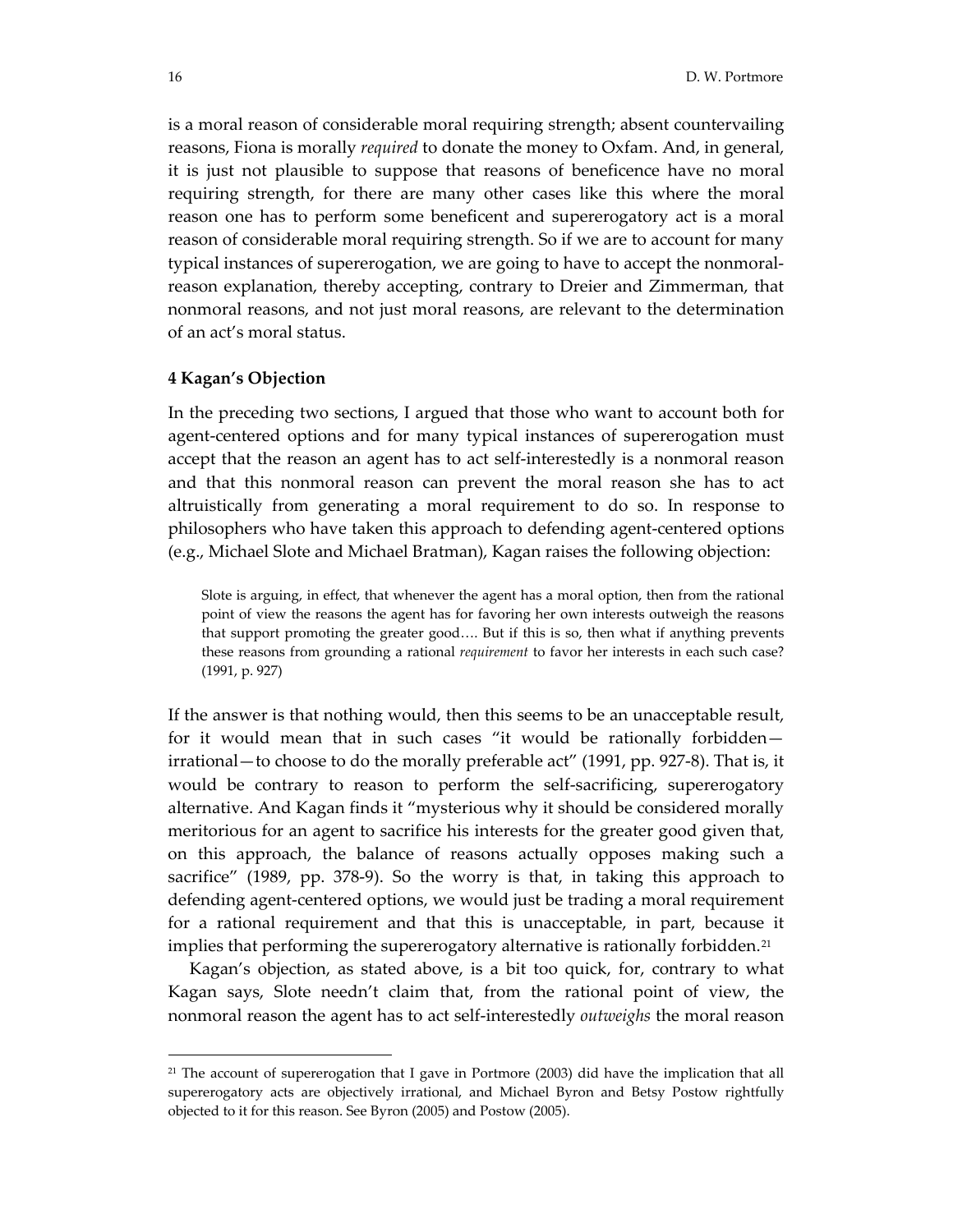is a moral reason of considerable moral requiring strength; absent countervailing reasons, Fiona is morally *required* to donate the money to Oxfam. And, in general, it is just not plausible to suppose that reasons of beneficence have no moral requiring strength, for there are many other cases like this where the moral reason one has to perform some beneficent and supererogatory act is a moral reason of considerable moral requiring strength. So if we are to account for many typical instances of supererogation, we are going to have to accept the nonmoral-reason explanation, thereby accepting, contrary to Dreier and Zimmerman, that nonmoral reasons, and not just moral reasons, are relevant to the determination of an act's moral status.

## 4 Kagan's Objection

In the preceding two sections, I argued that those who want to account both for agent-centered options and for many typical instances of supererogation must accept that the reason an agent has to act self-interestedly is a nonmoral reason and that this nonmoral reason can prevent the moral reason she has to act altruistically from generating a moral requirement to do so. In response to philosophers who have taken this approach to defending agent-centered options (e.g., Michael Slote and Michael Bratman), Kagan raises the following objection:

> Slote is arguing, in effect, that whenever the agent has a moral option, then from the rational point of view the reasons the agent has for favoring her own interests outweigh the reasons that support promoting the greater good…. But if this is so, then what if anything prevents these reasons from grounding a rational *requirement* to favor her interests in each such case? (1991, p. 927)

If the answer is that nothing would, then this seems to be an unacceptable result, for it would mean that in such cases "it would be rationally forbidden—irrational—to choose to do the morally preferable act" (1991, pp. 927-8). That is, it would be contrary to reason to perform the self-sacrificing, supererogatory alternative. And Kagan finds it "mysterious why it should be considered morally meritorious for an agent to sacrifice his interests for the greater good given that, on this approach, the balance of reasons actually opposes making such a sacrifice" (1989, pp. 378-9). So the worry is that, in taking this approach to defending agent-centered options, we would just be trading a moral requirement for a rational requirement and that this is unacceptable, in part, because it implies that performing the supererogatory alternative is rationally forbidden.[21]

Kagan's objection, as stated above, is a bit too quick, for, contrary to what Kagan says, Slote needn't claim that, from the rational point of view, the nonmoral reason the agent has to act self-interestedly *outweighs* the moral reason

---

[21] The account of supererogation that I gave in Portmore (2003) did have the implication that all supererogatory acts are objectively irrational, and Michael Byron and Betsy Postow rightfully objected to it for this reason. See Byron (2005) and Postow (2005).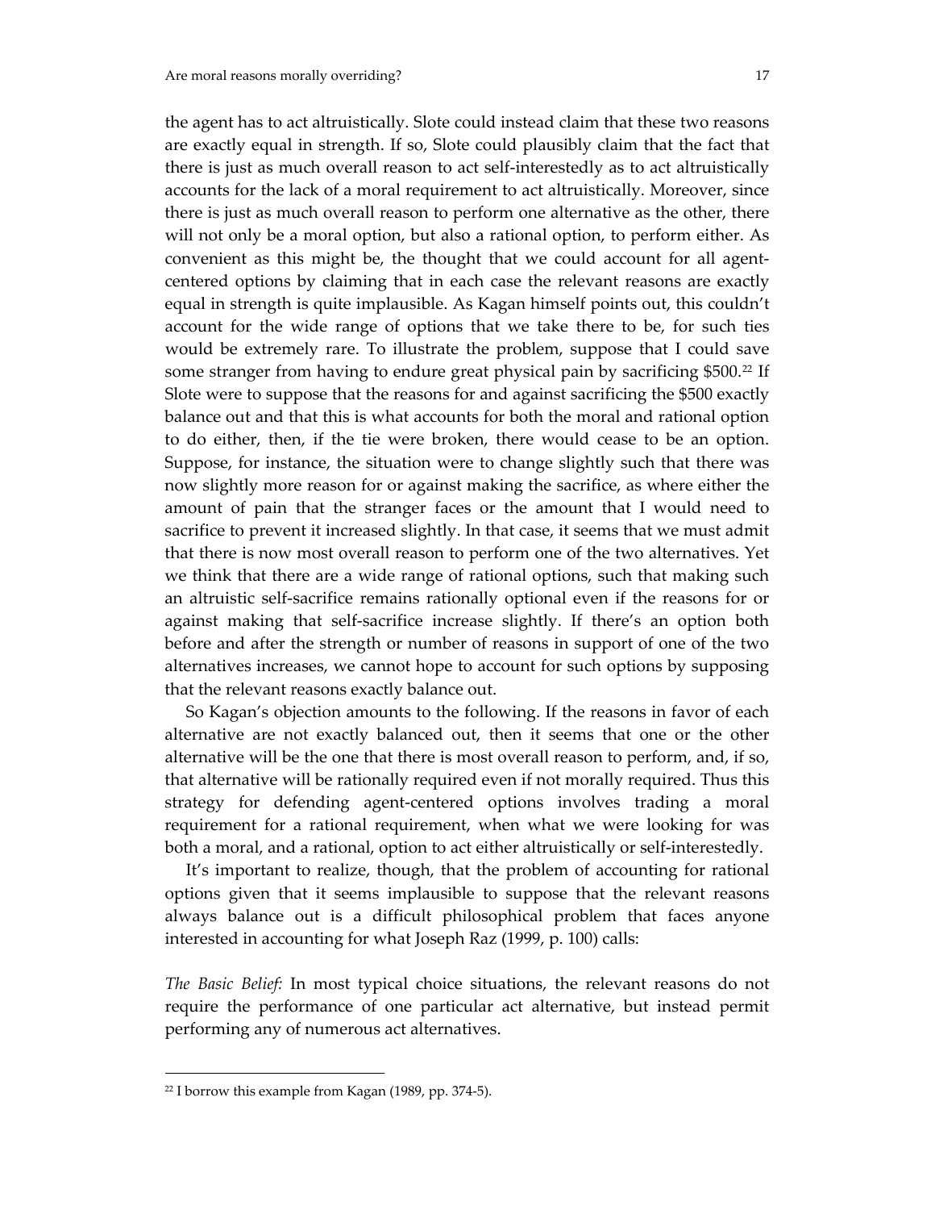the agent has to act altruistically. Slote could instead claim that these two reasons are exactly equal in strength. If so, Slote could plausibly claim that the fact that there is just as much overall reason to act self-interestedly as to act altruistically accounts for the lack of a moral requirement to act altruistically. Moreover, since there is just as much overall reason to perform one alternative as the other, there will not only be a moral option, but also a rational option, to perform either. As convenient as this might be, the thought that we could account for all agent-centered options by claiming that in each case the relevant reasons are exactly equal in strength is quite implausible. As Kagan himself points out, this couldn't account for the wide range of options that we take there to be, for such ties would be extremely rare. To illustrate the problem, suppose that I could save some stranger from having to endure great physical pain by sacrificing $500.[22] If Slote were to suppose that the reasons for and against sacrificing the $500 exactly balance out and that this is what accounts for both the moral and rational option to do either, then, if the tie were broken, there would cease to be an option. Suppose, for instance, the situation were to change slightly such that there was now slightly more reason for or against making the sacrifice, as where either the amount of pain that the stranger faces or the amount that I would need to sacrifice to prevent it increased slightly. In that case, it seems that we must admit that there is now most overall reason to perform one of the two alternatives. Yet we think that there are a wide range of rational options, such that making such an altruistic self-sacrifice remains rationally optional even if the reasons for or against making that self-sacrifice increase slightly. If there's an option both before and after the strength or number of reasons in support of one of the two alternatives increases, we cannot hope to account for such options by supposing that the relevant reasons exactly balance out.

So Kagan's objection amounts to the following. If the reasons in favor of each alternative are not exactly balanced out, then it seems that one or the other alternative will be the one that there is most overall reason to perform, and, if so, that alternative will be rationally required even if not morally required. Thus this strategy for defending agent-centered options involves trading a moral requirement for a rational requirement, when what we were looking for was both a moral, and a rational, option to act either altruistically or self-interestedly.

It's important to realize, though, that the problem of accounting for rational options given that it seems implausible to suppose that the relevant reasons always balance out is a difficult philosophical problem that faces anyone interested in accounting for what Joseph Raz (1999, p. 100) calls:

*The Basic Belief:* In most typical choice situations, the relevant reasons do not require the performance of one particular act alternative, but instead permit performing any of numerous act alternatives.

---

[22] I borrow this example from Kagan (1989, pp. 374-5).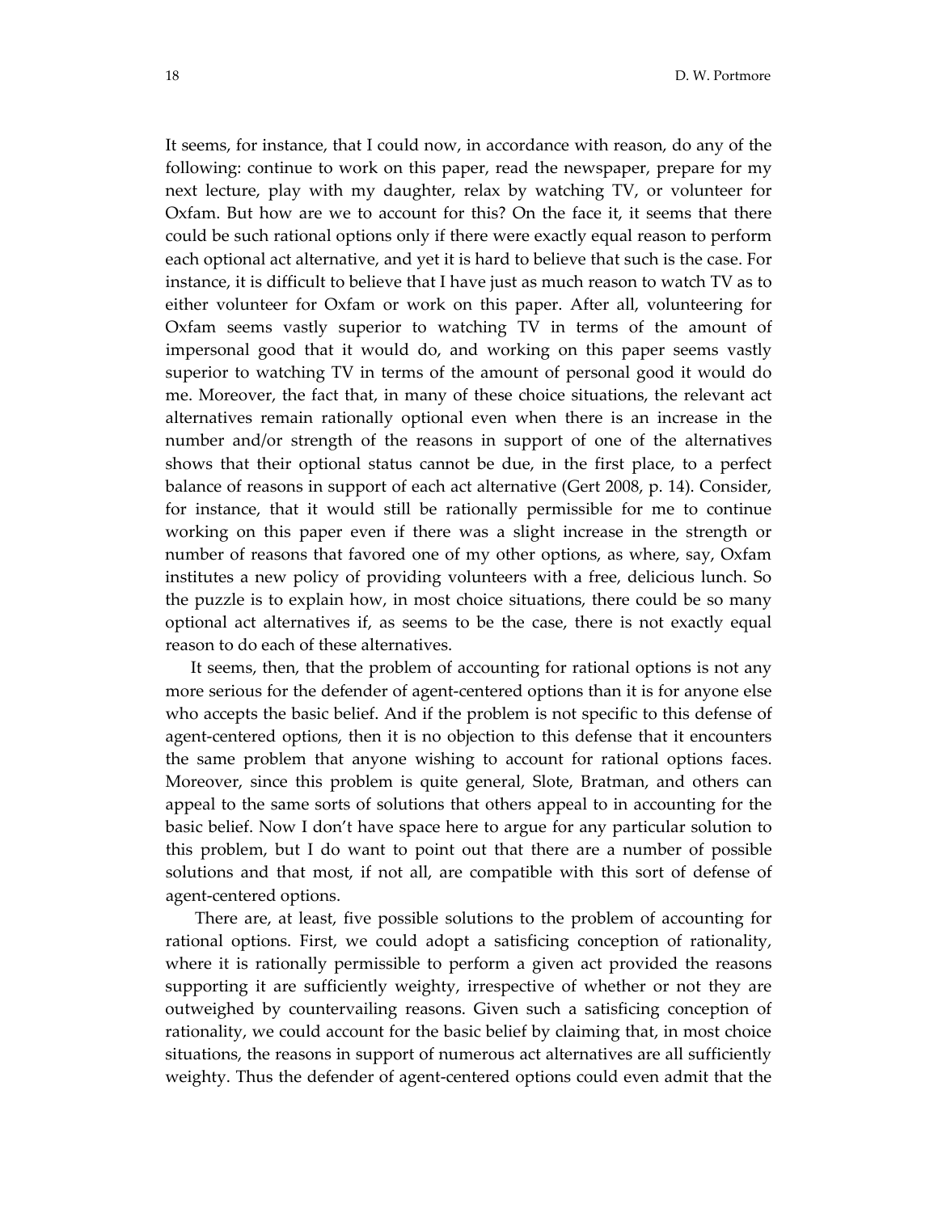It seems, for instance, that I could now, in accordance with reason, do any of the following: continue to work on this paper, read the newspaper, prepare for my next lecture, play with my daughter, relax by watching TV, or volunteer for Oxfam. But how are we to account for this? On the face it, it seems that there could be such rational options only if there were exactly equal reason to perform each optional act alternative, and yet it is hard to believe that such is the case. For instance, it is difficult to believe that I have just as much reason to watch TV as to either volunteer for Oxfam or work on this paper. After all, volunteering for Oxfam seems vastly superior to watching TV in terms of the amount of impersonal good that it would do, and working on this paper seems vastly superior to watching TV in terms of the amount of personal good it would do me. Moreover, the fact that, in many of these choice situations, the relevant act alternatives remain rationally optional even when there is an increase in the number and/or strength of the reasons in support of one of the alternatives shows that their optional status cannot be due, in the first place, to a perfect balance of reasons in support of each act alternative (Gert 2008, p. 14). Consider, for instance, that it would still be rationally permissible for me to continue working on this paper even if there was a slight increase in the strength or number of reasons that favored one of my other options, as where, say, Oxfam institutes a new policy of providing volunteers with a free, delicious lunch. So the puzzle is to explain how, in most choice situations, there could be so many optional act alternatives if, as seems to be the case, there is not exactly equal reason to do each of these alternatives.

It seems, then, that the problem of accounting for rational options is not any more serious for the defender of agent-centered options than it is for anyone else who accepts the basic belief. And if the problem is not specific to this defense of agent-centered options, then it is no objection to this defense that it encounters the same problem that anyone wishing to account for rational options faces. Moreover, since this problem is quite general, Slote, Bratman, and others can appeal to the same sorts of solutions that others appeal to in accounting for the basic belief. Now I don't have space here to argue for any particular solution to this problem, but I do want to point out that there are a number of possible solutions and that most, if not all, are compatible with this sort of defense of agent-centered options.

There are, at least, five possible solutions to the problem of accounting for rational options. First, we could adopt a satisficing conception of rationality, where it is rationally permissible to perform a given act provided the reasons supporting it are sufficiently weighty, irrespective of whether or not they are outweighed by countervailing reasons. Given such a satisficing conception of rationality, we could account for the basic belief by claiming that, in most choice situations, the reasons in support of numerous act alternatives are all sufficiently weighty. Thus the defender of agent-centered options could even admit that the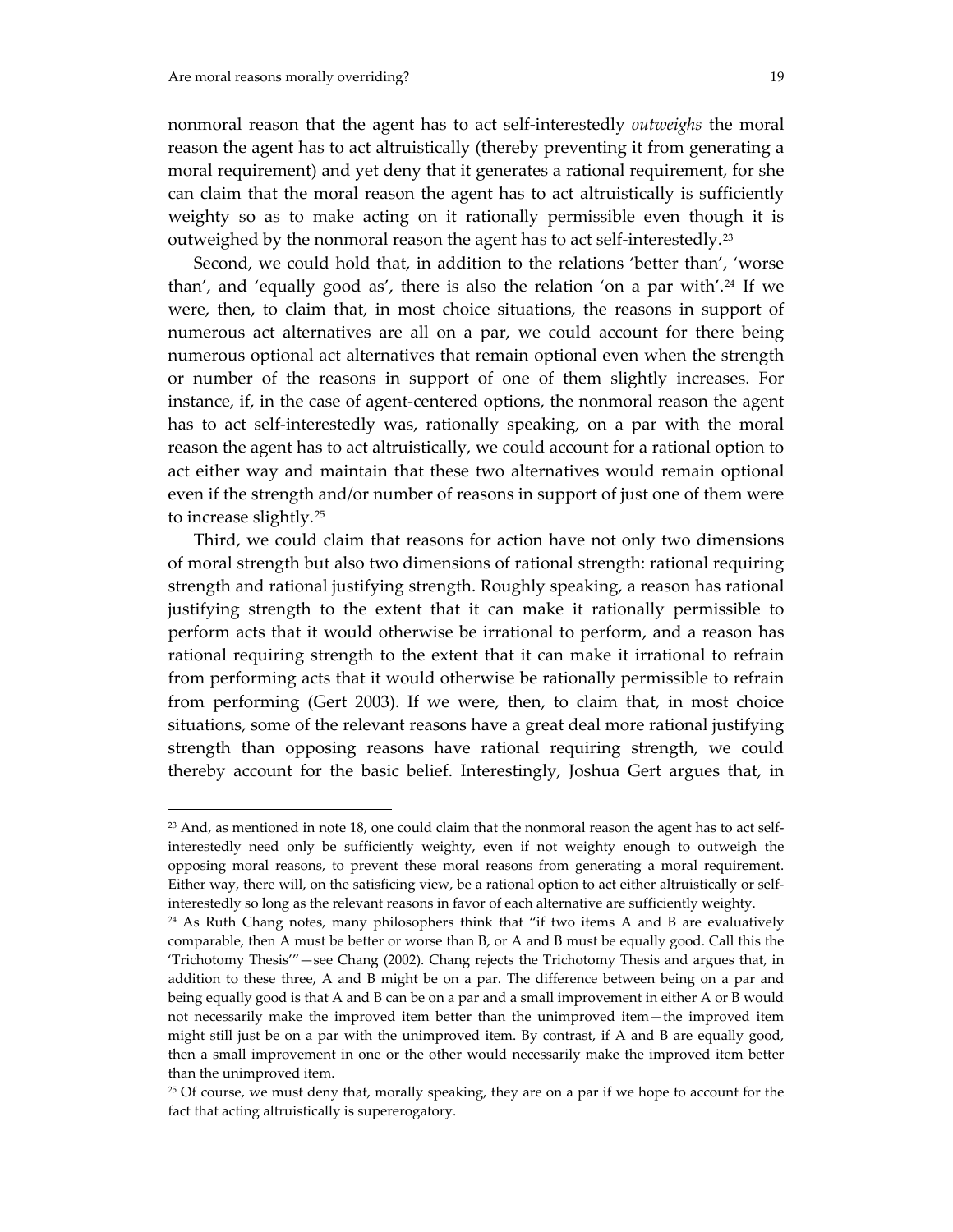nonmoral reason that the agent has to act self-interestedly *outweighs* the moral reason the agent has to act altruistically (thereby preventing it from generating a moral requirement) and yet deny that it generates a rational requirement, for she can claim that the moral reason the agent has to act altruistically is sufficiently weighty so as to make acting on it rationally permissible even though it is outweighed by the nonmoral reason the agent has to act self-interestedly.[23]

Second, we could hold that, in addition to the relations 'better than', 'worse than', and 'equally good as', there is also the relation 'on a par with'.[24] If we were, then, to claim that, in most choice situations, the reasons in support of numerous act alternatives are all on a par, we could account for there being numerous optional act alternatives that remain optional even when the strength or number of the reasons in support of one of them slightly increases. For instance, if, in the case of agent-centered options, the nonmoral reason the agent has to act self-interestedly was, rationally speaking, on a par with the moral reason the agent has to act altruistically, we could account for a rational option to act either way and maintain that these two alternatives would remain optional even if the strength and/or number of reasons in support of just one of them were to increase slightly.[25]

Third, we could claim that reasons for action have not only two dimensions of moral strength but also two dimensions of rational strength: rational requiring strength and rational justifying strength. Roughly speaking, a reason has rational justifying strength to the extent that it can make it rationally permissible to perform acts that it would otherwise be irrational to perform, and a reason has rational requiring strength to the extent that it can make it irrational to refrain from performing acts that it would otherwise be rationally permissible to refrain from performing (Gert 2003). If we were, then, to claim that, in most choice situations, some of the relevant reasons have a great deal more rational justifying strength than opposing reasons have rational requiring strength, we could thereby account for the basic belief. Interestingly, Joshua Gert argues that, in

---

[23] And, as mentioned in note 18, one could claim that the nonmoral reason the agent has to act self-interestedly need only be sufficiently weighty, even if not weighty enough to outweigh the opposing moral reasons, to prevent these moral reasons from generating a moral requirement. Either way, there will, on the satisficing view, be a rational option to act either altruistically or self-interestedly so long as the relevant reasons in favor of each alternative are sufficiently weighty.

[24] As Ruth Chang notes, many philosophers think that "if two items A and B are evaluatively comparable, then A must be better or worse than B, or A and B must be equally good. Call this the 'Trichotomy Thesis'"—see Chang (2002). Chang rejects the Trichotomy Thesis and argues that, in addition to these three, A and B might be on a par. The difference between being on a par and being equally good is that A and B can be on a par and a small improvement in either A or B would not necessarily make the improved item better than the unimproved item—the improved item might still just be on a par with the unimproved item. By contrast, if A and B are equally good, then a small improvement in one or the other would necessarily make the improved item better than the unimproved item.

[25] Of course, we must deny that, morally speaking, they are on a par if we hope to account for the fact that acting altruistically is supererogatory.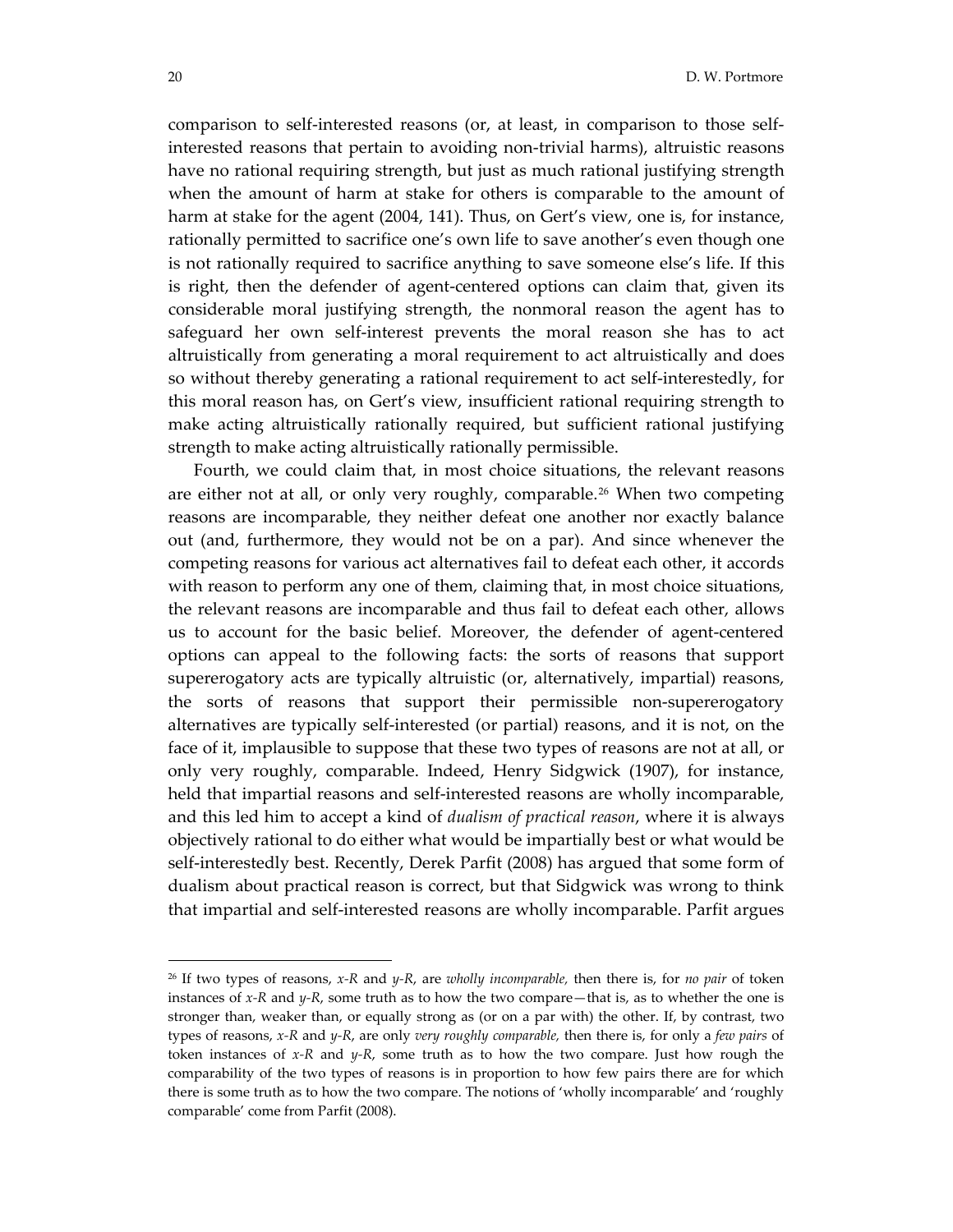comparison to self-interested reasons (or, at least, in comparison to those self-interested reasons that pertain to avoiding non-trivial harms), altruistic reasons have no rational requiring strength, but just as much rational justifying strength when the amount of harm at stake for others is comparable to the amount of harm at stake for the agent (2004, 141). Thus, on Gert's view, one is, for instance, rationally permitted to sacrifice one's own life to save another's even though one is not rationally required to sacrifice anything to save someone else's life. If this is right, then the defender of agent-centered options can claim that, given its considerable moral justifying strength, the nonmoral reason the agent has to safeguard her own self-interest prevents the moral reason she has to act altruistically from generating a moral requirement to act altruistically and does so without thereby generating a rational requirement to act self-interestedly, for this moral reason has, on Gert's view, insufficient rational requiring strength to make acting altruistically rationally required, but sufficient rational justifying strength to make acting altruistically rationally permissible.

Fourth, we could claim that, in most choice situations, the relevant reasons are either not at all, or only very roughly, comparable.[26] When two competing reasons are incomparable, they neither defeat one another nor exactly balance out (and, furthermore, they would not be on a par). And since whenever the competing reasons for various act alternatives fail to defeat each other, it accords with reason to perform any one of them, claiming that, in most choice situations, the relevant reasons are incomparable and thus fail to defeat each other, allows us to account for the basic belief. Moreover, the defender of agent-centered options can appeal to the following facts: the sorts of reasons that support supererogatory acts are typically altruistic (or, alternatively, impartial) reasons, the sorts of reasons that support their permissible non-supererogatory alternatives are typically self-interested (or partial) reasons, and it is not, on the face of it, implausible to suppose that these two types of reasons are not at all, or only very roughly, comparable. Indeed, Henry Sidgwick (1907), for instance, held that impartial reasons and self-interested reasons are wholly incomparable, and this led him to accept a kind of *dualism of practical reason*, where it is always objectively rational to do either what would be impartially best or what would be self-interestedly best. Recently, Derek Parfit (2008) has argued that some form of dualism about practical reason is correct, but that Sidgwick was wrong to think that impartial and self-interested reasons are wholly incomparable. Parfit argues

---

[26] If two types of reasons, *x-R* and *y-R*, are *wholly incomparable,* then there is, for *no pair* of token instances of *x-R* and *y-R*, some truth as to how the two compare—that is, as to whether the one is stronger than, weaker than, or equally strong as (or on a par with) the other. If, by contrast, two types of reasons, *x-R* and *y-R*, are only *very roughly comparable,* then there is, for only a *few pairs* of token instances of *x-R* and *y-R*, some truth as to how the two compare. Just how rough the comparability of the two types of reasons is in proportion to how few pairs there are for which there is some truth as to how the two compare. The notions of 'wholly incomparable' and 'roughly comparable' come from Parfit (2008).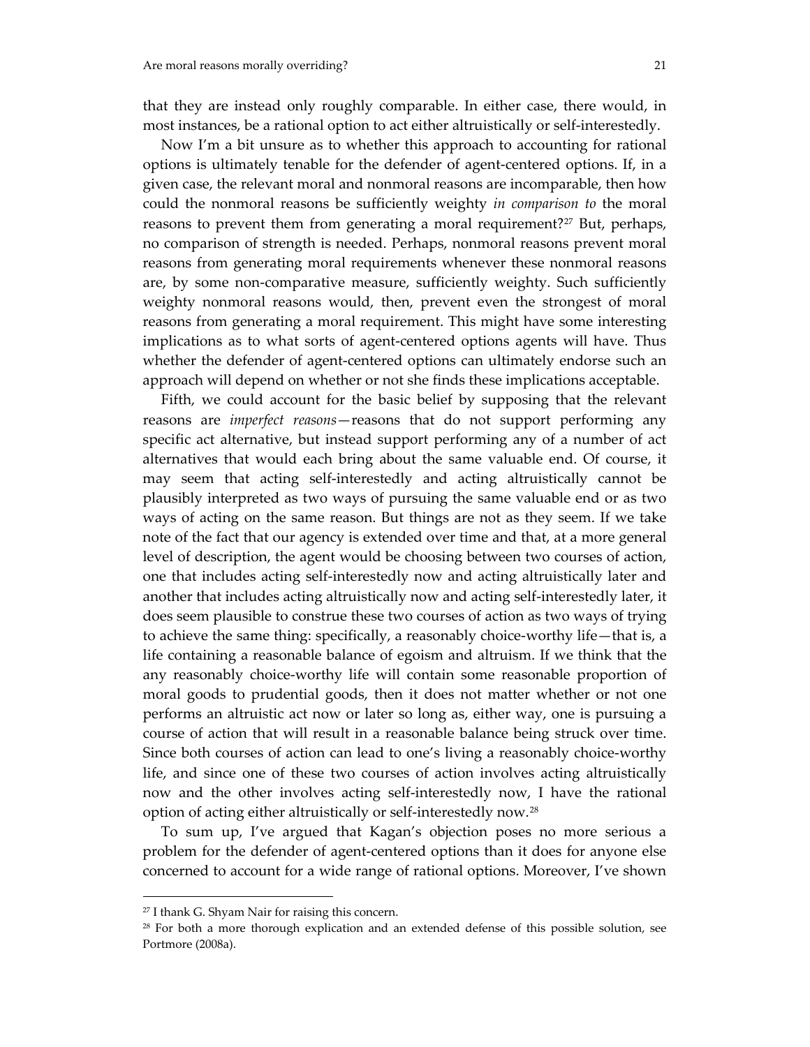that they are instead only roughly comparable. In either case, there would, in most instances, be a rational option to act either altruistically or self-interestedly.

Now I'm a bit unsure as to whether this approach to accounting for rational options is ultimately tenable for the defender of agent-centered options. If, in a given case, the relevant moral and nonmoral reasons are incomparable, then how could the nonmoral reasons be sufficiently weighty *in comparison to* the moral reasons to prevent them from generating a moral requirement?[27] But, perhaps, no comparison of strength is needed. Perhaps, nonmoral reasons prevent moral reasons from generating moral requirements whenever these nonmoral reasons are, by some non-comparative measure, sufficiently weighty. Such sufficiently weighty nonmoral reasons would, then, prevent even the strongest of moral reasons from generating a moral requirement. This might have some interesting implications as to what sorts of agent-centered options agents will have. Thus whether the defender of agent-centered options can ultimately endorse such an approach will depend on whether or not she finds these implications acceptable.

Fifth, we could account for the basic belief by supposing that the relevant reasons are *imperfect reasons*—reasons that do not support performing any specific act alternative, but instead support performing any of a number of act alternatives that would each bring about the same valuable end. Of course, it may seem that acting self-interestedly and acting altruistically cannot be plausibly interpreted as two ways of pursuing the same valuable end or as two ways of acting on the same reason. But things are not as they seem. If we take note of the fact that our agency is extended over time and that, at a more general level of description, the agent would be choosing between two courses of action, one that includes acting self-interestedly now and acting altruistically later and another that includes acting altruistically now and acting self-interestedly later, it does seem plausible to construe these two courses of action as two ways of trying to achieve the same thing: specifically, a reasonably choice-worthy life—that is, a life containing a reasonable balance of egoism and altruism. If we think that the any reasonably choice-worthy life will contain some reasonable proportion of moral goods to prudential goods, then it does not matter whether or not one performs an altruistic act now or later so long as, either way, one is pursuing a course of action that will result in a reasonable balance being struck over time. Since both courses of action can lead to one's living a reasonably choice-worthy life, and since one of these two courses of action involves acting altruistically now and the other involves acting self-interestedly now, I have the rational option of acting either altruistically or self-interestedly now.[28]

To sum up, I've argued that Kagan's objection poses no more serious a problem for the defender of agent-centered options than it does for anyone else concerned to account for a wide range of rational options. Moreover, I've shown

---

[27] I thank G. Shyam Nair for raising this concern.

[28] For both a more thorough explication and an extended defense of this possible solution, see Portmore (2008a).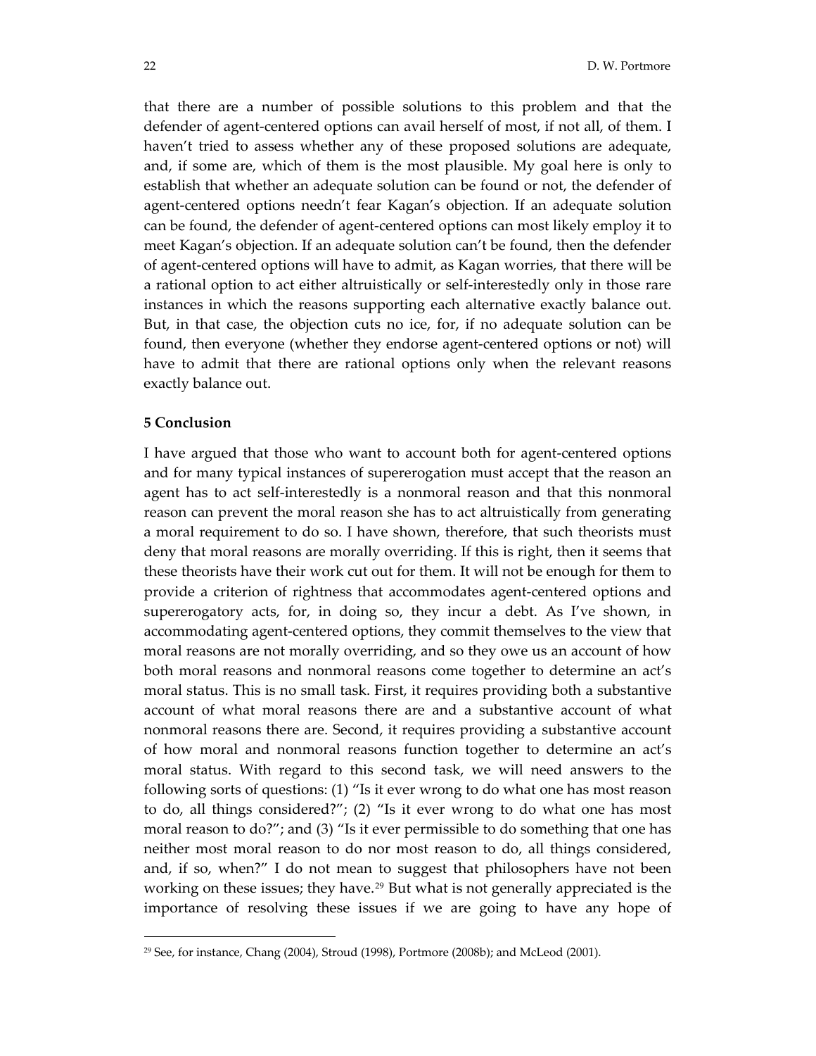that there are a number of possible solutions to this problem and that the defender of agent-centered options can avail herself of most, if not all, of them. I haven't tried to assess whether any of these proposed solutions are adequate, and, if some are, which of them is the most plausible. My goal here is only to establish that whether an adequate solution can be found or not, the defender of agent-centered options needn't fear Kagan's objection. If an adequate solution can be found, the defender of agent-centered options can most likely employ it to meet Kagan's objection. If an adequate solution can't be found, then the defender of agent-centered options will have to admit, as Kagan worries, that there will be a rational option to act either altruistically or self-interestedly only in those rare instances in which the reasons supporting each alternative exactly balance out. But, in that case, the objection cuts no ice, for, if no adequate solution can be found, then everyone (whether they endorse agent-centered options or not) will have to admit that there are rational options only when the relevant reasons exactly balance out.

## 5 Conclusion

I have argued that those who want to account both for agent-centered options and for many typical instances of supererogation must accept that the reason an agent has to act self-interestedly is a nonmoral reason and that this nonmoral reason can prevent the moral reason she has to act altruistically from generating a moral requirement to do so. I have shown, therefore, that such theorists must deny that moral reasons are morally overriding. If this is right, then it seems that these theorists have their work cut out for them. It will not be enough for them to provide a criterion of rightness that accommodates agent-centered options and supererogatory acts, for, in doing so, they incur a debt. As I've shown, in accommodating agent-centered options, they commit themselves to the view that moral reasons are not morally overriding, and so they owe us an account of how both moral reasons and nonmoral reasons come together to determine an act's moral status. This is no small task. First, it requires providing both a substantive account of what moral reasons there are and a substantive account of what nonmoral reasons there are. Second, it requires providing a substantive account of how moral and nonmoral reasons function together to determine an act's moral status. With regard to this second task, we will need answers to the following sorts of questions: (1) "Is it ever wrong to do what one has most reason to do, all things considered?"; (2) "Is it ever wrong to do what one has most moral reason to do?"; and (3) "Is it ever permissible to do something that one has neither most moral reason to do nor most reason to do, all things considered, and, if so, when?" I do not mean to suggest that philosophers have not been working on these issues; they have.[29] But what is not generally appreciated is the importance of resolving these issues if we are going to have any hope of

[29] See, for instance, Chang (2004), Stroud (1998), Portmore (2008b); and McLeod (2001).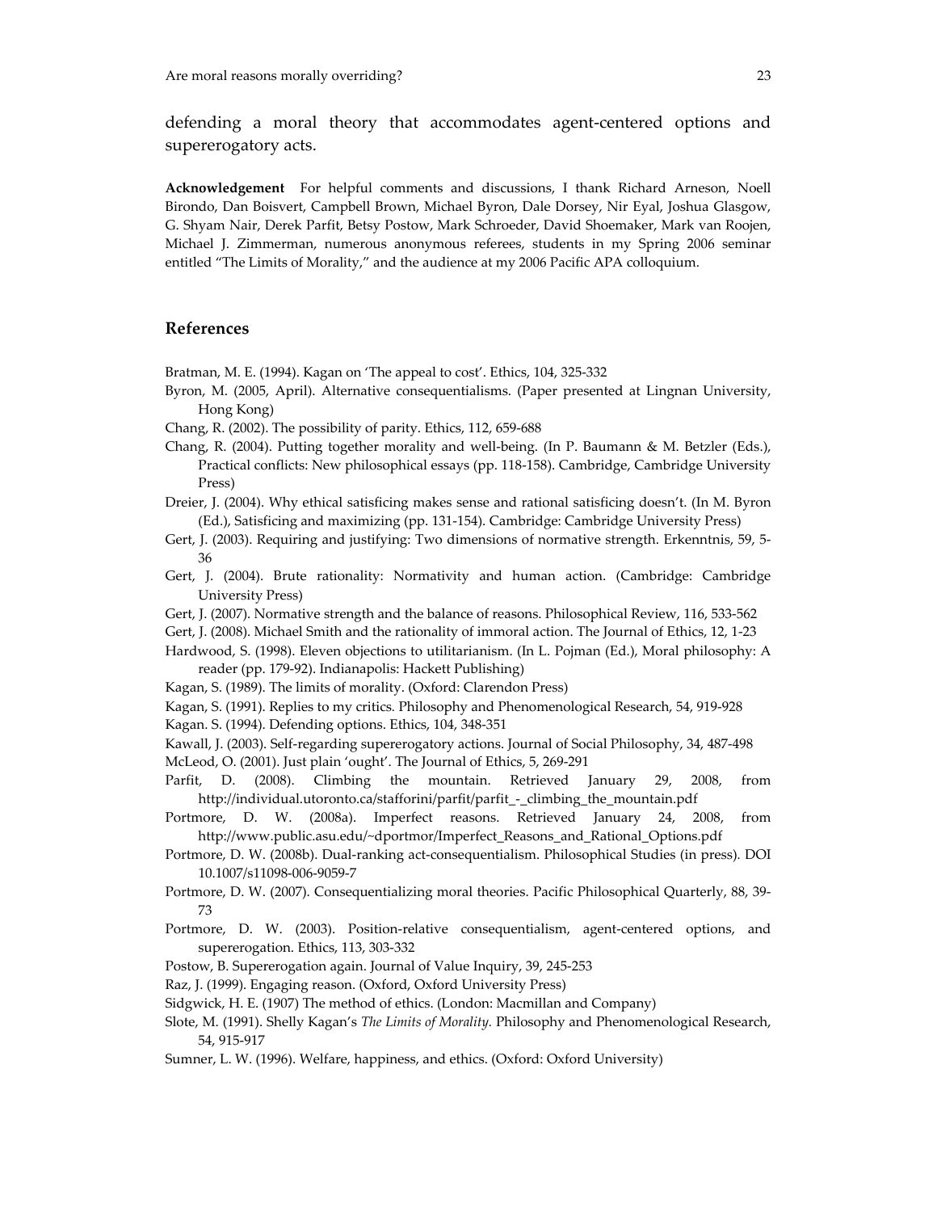defending a moral theory that accommodates agent-centered options and supererogatory acts.

**Acknowledgement** For helpful comments and discussions, I thank Richard Arneson, Noell Birondo, Dan Boisvert, Campbell Brown, Michael Byron, Dale Dorsey, Nir Eyal, Joshua Glasgow, G. Shyam Nair, Derek Parfit, Betsy Postow, Mark Schroeder, David Shoemaker, Mark van Roojen, Michael J. Zimmerman, numerous anonymous referees, students in my Spring 2006 seminar entitled "The Limits of Morality," and the audience at my 2006 Pacific APA colloquium.

## References

Bratman, M. E. (1994). Kagan on 'The appeal to cost'. Ethics, 104, 325-332

Byron, M. (2005, April). Alternative consequentialisms. (Paper presented at Lingnan University, Hong Kong)

Chang, R. (2002). The possibility of parity. Ethics, 112, 659-688

Chang, R. (2004). Putting together morality and well-being. (In P. Baumann & M. Betzler (Eds.), Practical conflicts: New philosophical essays (pp. 118-158). Cambridge, Cambridge University Press)

Dreier, J. (2004). Why ethical satisficing makes sense and rational satisficing doesn't. (In M. Byron (Ed.), Satisficing and maximizing (pp. 131-154). Cambridge: Cambridge University Press)

Gert, J. (2003). Requiring and justifying: Two dimensions of normative strength. Erkenntnis, 59, 5-36

Gert, J. (2004). Brute rationality: Normativity and human action. (Cambridge: Cambridge University Press)

Gert, J. (2007). Normative strength and the balance of reasons. Philosophical Review, 116, 533-562

Gert, J. (2008). Michael Smith and the rationality of immoral action. The Journal of Ethics, 12, 1-23

Hardwood, S. (1998). Eleven objections to utilitarianism. (In L. Pojman (Ed.), Moral philosophy: A reader (pp. 179-92). Indianapolis: Hackett Publishing)

Kagan, S. (1989). The limits of morality. (Oxford: Clarendon Press)

Kagan, S. (1991). Replies to my critics. Philosophy and Phenomenological Research, 54, 919-928

Kagan. S. (1994). Defending options. Ethics, 104, 348-351

Kawall, J. (2003). Self-regarding supererogatory actions. Journal of Social Philosophy, 34, 487-498

McLeod, O. (2001). Just plain 'ought'. The Journal of Ethics, 5, 269-291

Parfit, D. (2008). Climbing the mountain. Retrieved January 29, 2008, from http://individual.utoronto.ca/stafforini/parfit/parfit_-_climbing_the_mountain.pdf

Portmore, D. W. (2008a). Imperfect reasons. Retrieved January 24, 2008, from http://www.public.asu.edu/~dportmor/Imperfect_Reasons_and_Rational_Options.pdf

Portmore, D. W. (2008b). Dual-ranking act-consequentialism. Philosophical Studies (in press). DOI 10.1007/s11098-006-9059-7

Portmore, D. W. (2007). Consequentializing moral theories. Pacific Philosophical Quarterly, 88, 39-73

Portmore, D. W. (2003). Position-relative consequentialism, agent-centered options, and supererogation. Ethics, 113, 303-332

Postow, B. Supererogation again. Journal of Value Inquiry, 39, 245-253

Raz, J. (1999). Engaging reason. (Oxford, Oxford University Press)

Sidgwick, H. E. (1907) The method of ethics. (London: Macmillan and Company)

Slote, M. (1991). Shelly Kagan's *The Limits of Morality.* Philosophy and Phenomenological Research, 54, 915-917

Sumner, L. W. (1996). Welfare, happiness, and ethics. (Oxford: Oxford University)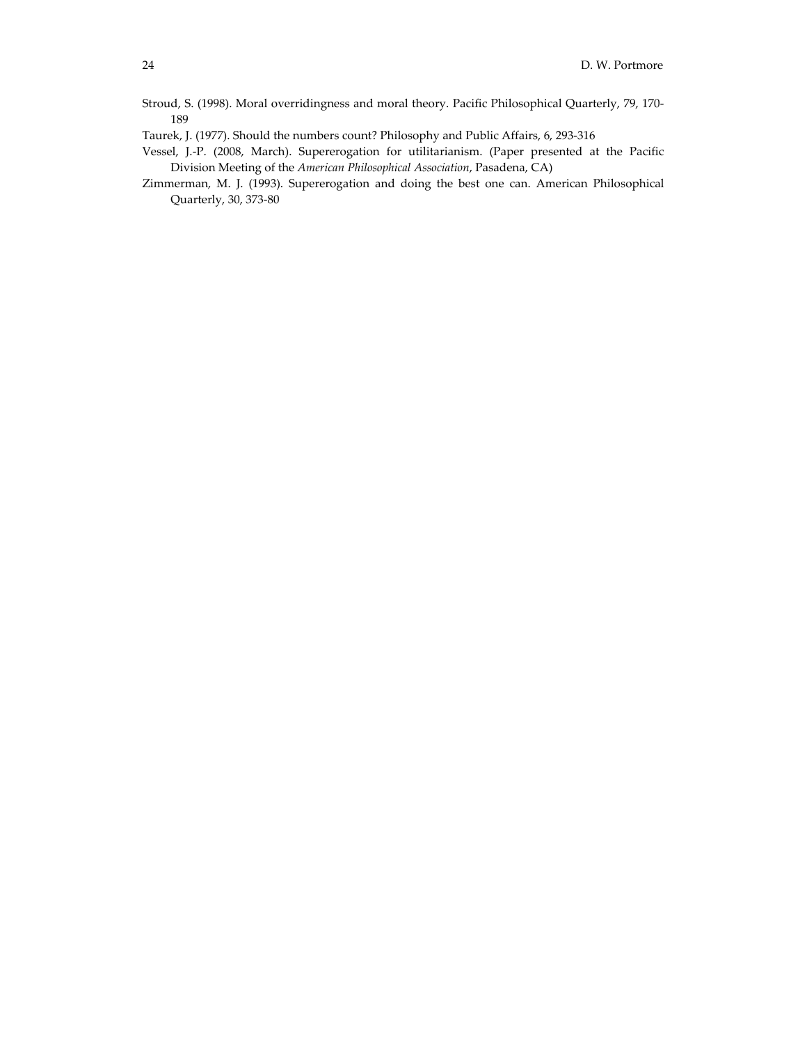Stroud, S. (1998). Moral overridingness and moral theory. Pacific Philosophical Quarterly, 79, 170-189

Taurek, J. (1977). Should the numbers count? Philosophy and Public Affairs, 6, 293-316

Vessel, J.-P. (2008, March). Supererogation for utilitarianism. (Paper presented at the Pacific Division Meeting of the *American Philosophical Association*, Pasadena, CA)

Zimmerman, M. J. (1993). Supererogation and doing the best one can. American Philosophical Quarterly, 30, 373-80